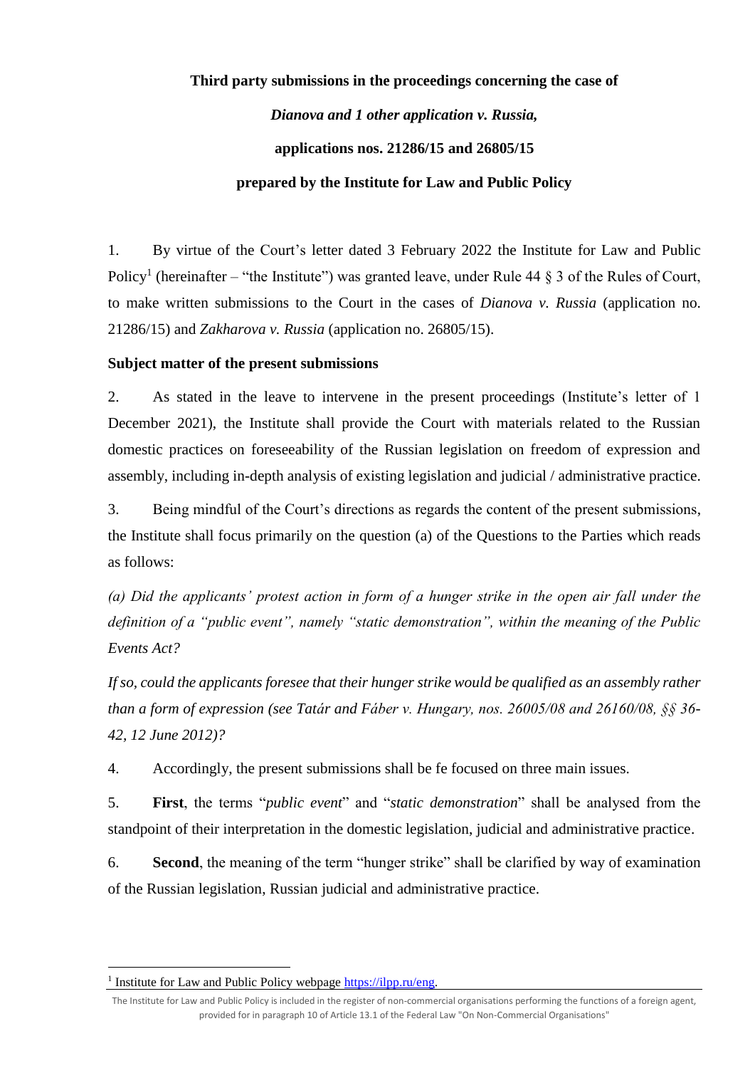**Third party submissions in the proceedings concerning the case of**

***Dianova and 1 other application v. Russia,***

**applications nos. 21286/15 and 26805/15**

**prepared by the Institute for Law and Public Policy**

1. By virtue of the Court's letter dated 3 February 2022 the Institute for Law and Public Policy[1] (hereinafter – "the Institute") was granted leave, under Rule 44 § 3 of the Rules of Court, to make written submissions to the Court in the cases of *Dianova v. Russia* (application no. 21286/15) and *Zakharova v. Russia* (application no. 26805/15).

**Subject matter of the present submissions**

2. As stated in the leave to intervene in the present proceedings (Institute's letter of 1 December 2021), the Institute shall provide the Court with materials related to the Russian domestic practices on foreseeability of the Russian legislation on freedom of expression and assembly, including in-depth analysis of existing legislation and judicial / administrative practice.

3. Being mindful of the Court's directions as regards the content of the present submissions, the Institute shall focus primarily on the question (a) of the Questions to the Parties which reads as follows:

*(a) Did the applicants' protest action in form of a hunger strike in the open air fall under the definition of a "public event", namely "static demonstration", within the meaning of the Public Events Act?*

*If so, could the applicants foresee that their hunger strike would be qualified as an assembly rather than a form of expression (see Tatár and Fáber v. Hungary, nos. 26005/08 and 26160/08, §§ 36-42, 12 June 2012)?*

4. Accordingly, the present submissions shall be fe focused on three main issues.

5. **First**, the terms "*public event*" and "*static demonstration*" shall be analysed from the standpoint of their interpretation in the domestic legislation, judicial and administrative practice.

6. **Second**, the meaning of the term "hunger strike" shall be clarified by way of examination of the Russian legislation, Russian judicial and administrative practice.

[1] Institute for Law and Public Policy webpage https://ilpp.ru/eng.

The Institute for Law and Public Policy is included in the register of non-commercial organisations performing the functions of a foreign agent, provided for in paragraph 10 of Article 13.1 of the Federal Law "On Non-Commercial Organisations"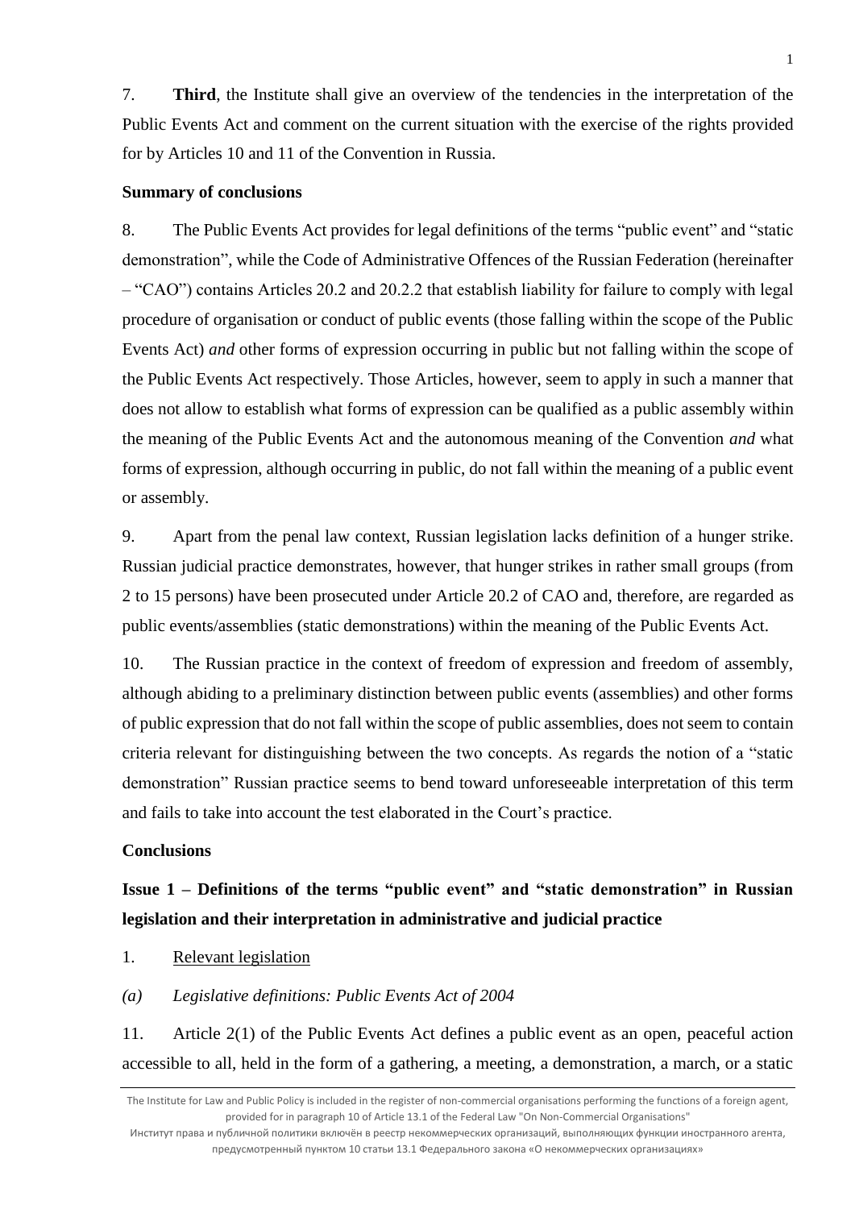7. **Third**, the Institute shall give an overview of the tendencies in the interpretation of the Public Events Act and comment on the current situation with the exercise of the rights provided for by Articles 10 and 11 of the Convention in Russia.

**Summary of conclusions**

8. The Public Events Act provides for legal definitions of the terms "public event" and "static demonstration", while the Code of Administrative Offences of the Russian Federation (hereinafter – "CAO") contains Articles 20.2 and 20.2.2 that establish liability for failure to comply with legal procedure of organisation or conduct of public events (those falling within the scope of the Public Events Act) *and* other forms of expression occurring in public but not falling within the scope of the Public Events Act respectively. Those Articles, however, seem to apply in such a manner that does not allow to establish what forms of expression can be qualified as a public assembly within the meaning of the Public Events Act and the autonomous meaning of the Convention *and* what forms of expression, although occurring in public, do not fall within the meaning of a public event or assembly.

9. Apart from the penal law context, Russian legislation lacks definition of a hunger strike. Russian judicial practice demonstrates, however, that hunger strikes in rather small groups (from 2 to 15 persons) have been prosecuted under Article 20.2 of CAO and, therefore, are regarded as public events/assemblies (static demonstrations) within the meaning of the Public Events Act.

10. The Russian practice in the context of freedom of expression and freedom of assembly, although abiding to a preliminary distinction between public events (assemblies) and other forms of public expression that do not fall within the scope of public assemblies, does not seem to contain criteria relevant for distinguishing between the two concepts. As regards the notion of a "static demonstration" Russian practice seems to bend toward unforeseeable interpretation of this term and fails to take into account the test elaborated in the Court's practice.

**Conclusions**

**Issue 1 – Definitions of the terms "public event" and "static demonstration" in Russian legislation and their interpretation in administrative and judicial practice**

1. Relevant legislation

*(a) Legislative definitions: Public Events Act of 2004*

11. Article 2(1) of the Public Events Act defines a public event as an open, peaceful action accessible to all, held in the form of a gathering, a meeting, a demonstration, a march, or a static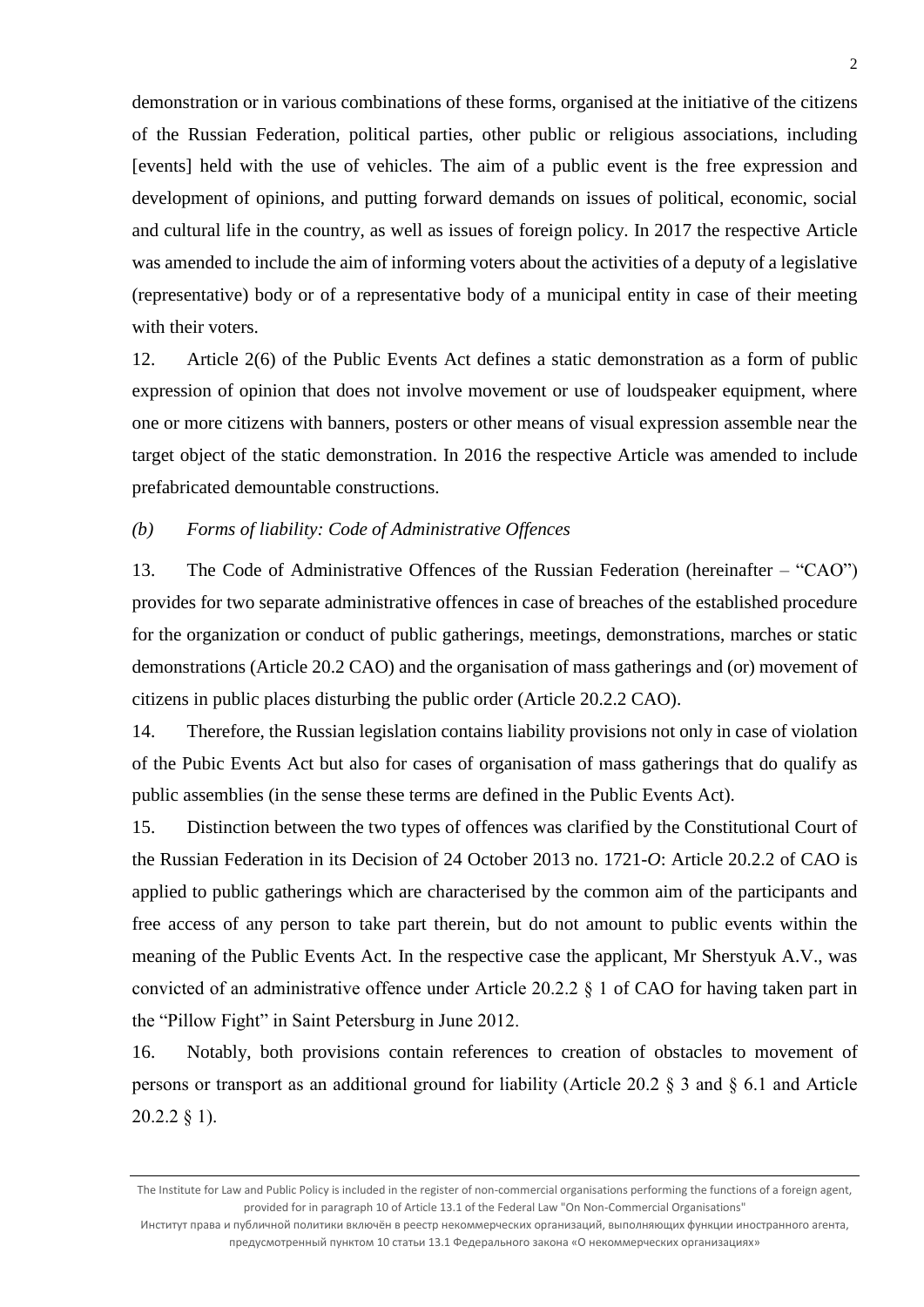demonstration or in various combinations of these forms, organised at the initiative of the citizens of the Russian Federation, political parties, other public or religious associations, including [events] held with the use of vehicles. The aim of a public event is the free expression and development of opinions, and putting forward demands on issues of political, economic, social and cultural life in the country, as well as issues of foreign policy. In 2017 the respective Article was amended to include the aim of informing voters about the activities of a deputy of a legislative (representative) body or of a representative body of a municipal entity in case of their meeting with their voters.

12. Article 2(6) of the Public Events Act defines a static demonstration as a form of public expression of opinion that does not involve movement or use of loudspeaker equipment, where one or more citizens with banners, posters or other means of visual expression assemble near the target object of the static demonstration. In 2016 the respective Article was amended to include prefabricated demountable constructions.

*(b) Forms of liability: Code of Administrative Offences*

13. The Code of Administrative Offences of the Russian Federation (hereinafter – "CAO") provides for two separate administrative offences in case of breaches of the established procedure for the organization or conduct of public gatherings, meetings, demonstrations, marches or static demonstrations (Article 20.2 CAO) and the organisation of mass gatherings and (or) movement of citizens in public places disturbing the public order (Article 20.2.2 CAO).

14. Therefore, the Russian legislation contains liability provisions not only in case of violation of the Pubic Events Act but also for cases of organisation of mass gatherings that do qualify as public assemblies (in the sense these terms are defined in the Public Events Act).

15. Distinction between the two types of offences was clarified by the Constitutional Court of the Russian Federation in its Decision of 24 October 2013 no. 1721-*O*: Article 20.2.2 of CAO is applied to public gatherings which are characterised by the common aim of the participants and free access of any person to take part therein, but do not amount to public events within the meaning of the Public Events Act. In the respective case the applicant, Mr Sherstyuk A.V., was convicted of an administrative offence under Article 20.2.2 § 1 of CAO for having taken part in the "Pillow Fight" in Saint Petersburg in June 2012.

16. Notably, both provisions contain references to creation of obstacles to movement of persons or transport as an additional ground for liability (Article 20.2 § 3 and § 6.1 and Article 20.2.2 § 1).

The Institute for Law and Public Policy is included in the register of non-commercial organisations performing the functions of a foreign agent, provided for in paragraph 10 of Article 13.1 of the Federal Law "On Non-Commercial Organisations"

Институт права и публичной политики включён в реестр некоммерческих организаций, выполняющих функции иностранного агента, предусмотренный пунктом 10 статьи 13.1 Федерального закона «О некоммерческих организациях»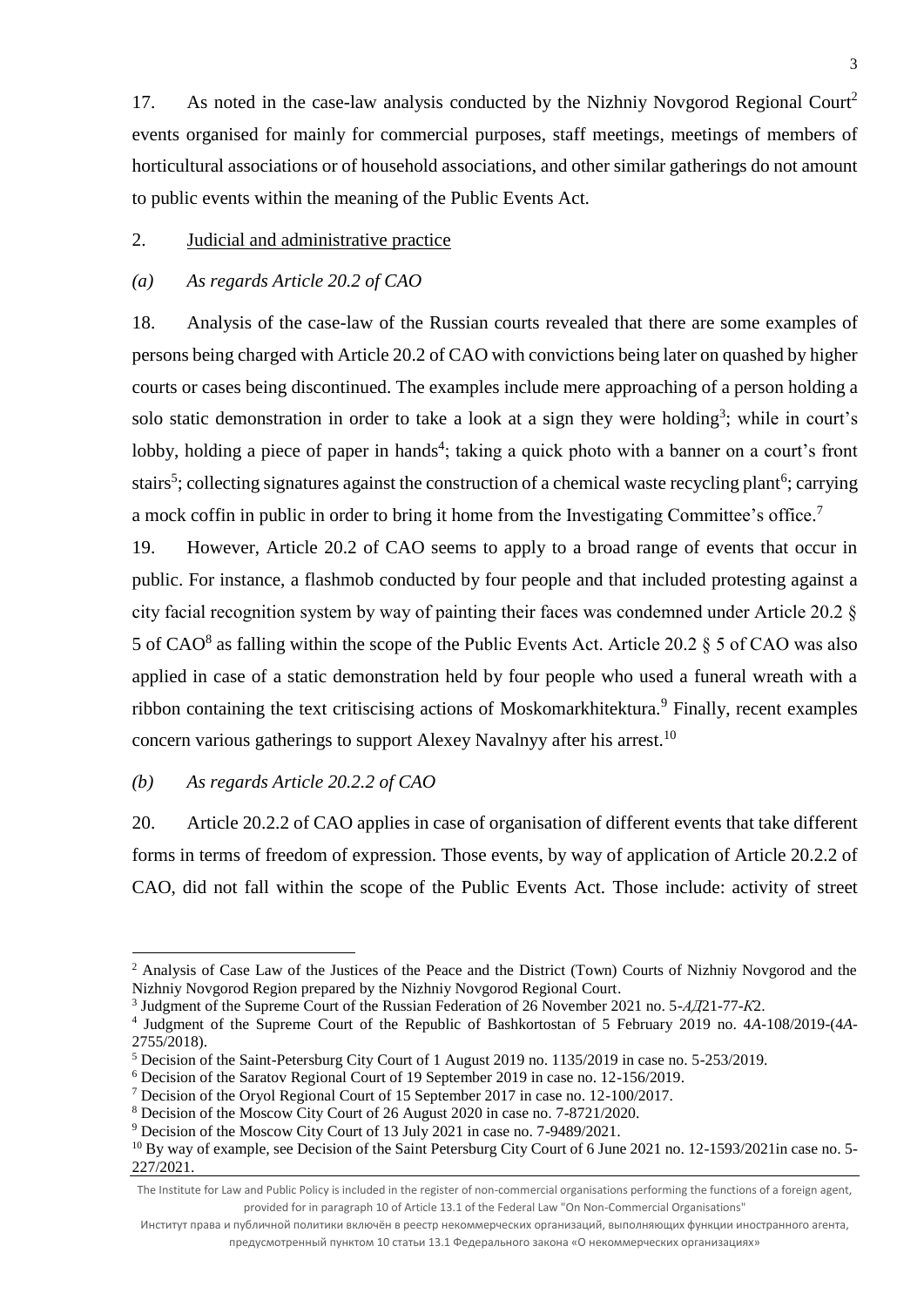17. As noted in the case-law analysis conducted by the Nizhniy Novgorod Regional Court[2] events organised for mainly for commercial purposes, staff meetings, meetings of members of horticultural associations or of household associations, and other similar gatherings do not amount to public events within the meaning of the Public Events Act.

2. Judicial and administrative practice

*(a) As regards Article 20.2 of CAO*

18. Analysis of the case-law of the Russian courts revealed that there are some examples of persons being charged with Article 20.2 of CAO with convictions being later on quashed by higher courts or cases being discontinued. The examples include mere approaching of a person holding a solo static demonstration in order to take a look at a sign they were holding[3]; while in court's lobby, holding a piece of paper in hands[4]; taking a quick photo with a banner on a court's front stairs[5]; collecting signatures against the construction of a chemical waste recycling plant[6]; carrying a mock coffin in public in order to bring it home from the Investigating Committee's office.[7]

19. However, Article 20.2 of CAO seems to apply to a broad range of events that occur in public. For instance, a flashmob conducted by four people and that included protesting against a city facial recognition system by way of painting their faces was condemned under Article 20.2 § 5 of CAO[8] as falling within the scope of the Public Events Act. Article 20.2 § 5 of CAO was also applied in case of a static demonstration held by four people who used a funeral wreath with a ribbon containing the text critiscising actions of Moskomarkhitektura.[9] Finally, recent examples concern various gatherings to support Alexey Navalnyy after his arrest.[10]

*(b) As regards Article 20.2.2 of CAO*

20. Article 20.2.2 of CAO applies in case of organisation of different events that take different forms in terms of freedom of expression. Those events, by way of application of Article 20.2.2 of CAO, did not fall within the scope of the Public Events Act. Those include: activity of street

---

[2] Analysis of Case Law of the Justices of the Peace and the District (Town) Courts of Nizhniy Novgorod and the Nizhniy Novgorod Region prepared by the Nizhniy Novgorod Regional Court.

[3] Judgment of the Supreme Court of the Russian Federation of 26 November 2021 no. 5-*АД*21-77-*К*2.

[4] Judgment of the Supreme Court of the Republic of Bashkortostan of 5 February 2019 no. 4*А*-108/2019-(4*А*-2755/2018).

[5] Decision of the Saint-Petersburg City Court of 1 August 2019 no. 1135/2019 in case no. 5-253/2019.

[6] Decision of the Saratov Regional Court of 19 September 2019 in case no. 12-156/2019.

[7] Decision of the Oryol Regional Court of 15 September 2017 in case no. 12-100/2017.

[8] Decision of the Moscow City Court of 26 August 2020 in case no. 7-8721/2020.

[9] Decision of the Moscow City Court of 13 July 2021 in case no. 7-9489/2021.

[10] By way of example, see Decision of the Saint Petersburg City Court of 6 June 2021 no. 12-1593/2021in case no. 5-227/2021.

The Institute for Law and Public Policy is included in the register of non-commercial organisations performing the functions of a foreign agent, provided for in paragraph 10 of Article 13.1 of the Federal Law "On Non-Commercial Organisations"

Институт права и публичной политики включён в реестр некоммерческих организаций, выполняющих функции иностранного агента, предусмотренный пунктом 10 статьи 13.1 Федерального закона «О некоммерческих организациях»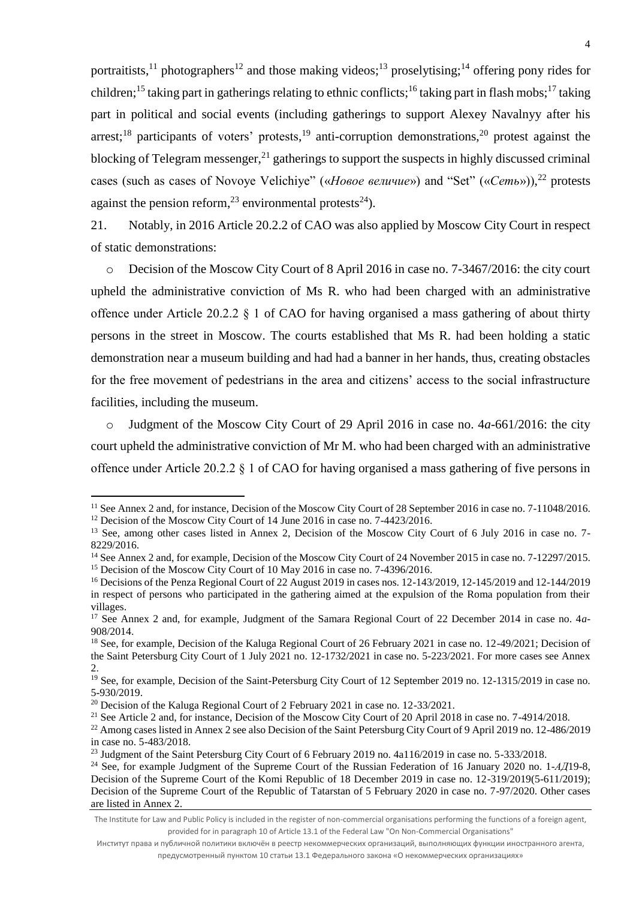portraitists,[11] photographers[12] and those making videos;[13] proselytising;[14] offering pony rides for children;[15] taking part in gatherings relating to ethnic conflicts;[16] taking part in flash mobs;[17] taking part in political and social events (including gatherings to support Alexey Navalnyy after his arrest;[18] participants of voters' protests,[19] anti-corruption demonstrations,[20] protest against the blocking of Telegram messenger,[21] gatherings to support the suspects in highly discussed criminal cases (such as cases of Novoye Velichiye" («*Новое величие*») and "Set" («*Сеть*»)),[22] protests against the pension reform,[23] environmental protests[24]).

21. Notably, in 2016 Article 20.2.2 of CAO was also applied by Moscow City Court in respect of static demonstrations:

- Decision of the Moscow City Court of 8 April 2016 in case no. 7-3467/2016: the city court upheld the administrative conviction of Ms R. who had been charged with an administrative offence under Article 20.2.2 § 1 of CAO for having organised a mass gathering of about thirty persons in the street in Moscow. The courts established that Ms R. had been holding a static demonstration near a museum building and had had a banner in her hands, thus, creating obstacles for the free movement of pedestrians in the area and citizens' access to the social infrastructure facilities, including the museum.
- Judgment of the Moscow City Court of 29 April 2016 in case no. 4*a*-661/2016: the city court upheld the administrative conviction of Mr M. who had been charged with an administrative offence under Article 20.2.2 § 1 of CAO for having organised a mass gathering of five persons in

---

[11] See Annex 2 and, for instance, Decision of the Moscow City Court of 28 September 2016 in case no. 7-11048/2016.

[12] Decision of the Moscow City Court of 14 June 2016 in case no. 7-4423/2016.

[13] See, among other cases listed in Annex 2, Decision of the Moscow City Court of 6 July 2016 in case no. 7-8229/2016.

[14] See Annex 2 and, for example, Decision of the Moscow City Court of 24 November 2015 in case no. 7-12297/2015.

[15] Decision of the Moscow City Court of 10 May 2016 in case no. 7-4396/2016.

[16] Decisions of the Penza Regional Court of 22 August 2019 in cases nos. 12-143/2019, 12-145/2019 and 12-144/2019 in respect of persons who participated in the gathering aimed at the expulsion of the Roma population from their villages.

[17] See Annex 2 and, for example, Judgment of the Samara Regional Court of 22 December 2014 in case no. 4*a*-908/2014.

[18] See, for example, Decision of the Kaluga Regional Court of 26 February 2021 in case no. 12-49/2021; Decision of the Saint Petersburg City Court of 1 July 2021 no. 12-1732/2021 in case no. 5-223/2021. For more cases see Annex 2.

[19] See, for example, Decision of the Saint-Petersburg City Court of 12 September 2019 no. 12-1315/2019 in case no. 5-930/2019.

[20] Decision of the Kaluga Regional Court of 2 February 2021 in case no. 12-33/2021.

[21] See Article 2 and, for instance, Decision of the Moscow City Court of 20 April 2018 in case no. 7-4914/2018.

[22] Among cases listed in Annex 2 see also Decision of the Saint Petersburg City Court of 9 April 2019 no. 12-486/2019 in case no. 5-483/2018.

[23] Judgment of the Saint Petersburg City Court of 6 February 2019 no. 4a116/2019 in case no. 5-333/2018.

[24] See, for example Judgment of the Supreme Court of the Russian Federation of 16 January 2020 no. 1-*АД*19-8, Decision of the Supreme Court of the Komi Republic of 18 December 2019 in case no. 12-319/2019(5-611/2019); Decision of the Supreme Court of the Republic of Tatarstan of 5 February 2020 in case no. 7-97/2020. Other cases are listed in Annex 2.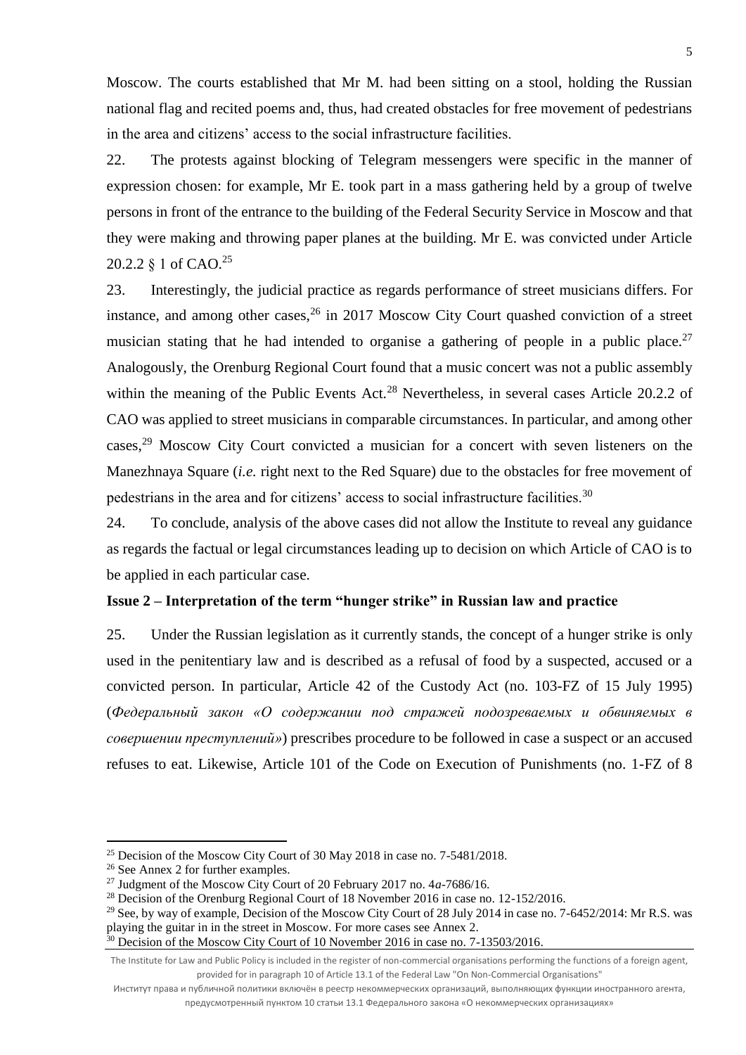Moscow. The courts established that Mr M. had been sitting on a stool, holding the Russian national flag and recited poems and, thus, had created obstacles for free movement of pedestrians in the area and citizens' access to the social infrastructure facilities.

22. The protests against blocking of Telegram messengers were specific in the manner of expression chosen: for example, Mr E. took part in a mass gathering held by a group of twelve persons in front of the entrance to the building of the Federal Security Service in Moscow and that they were making and throwing paper planes at the building. Mr E. was convicted under Article 20.2.2 § 1 of CAO.[25]

23. Interestingly, the judicial practice as regards performance of street musicians differs. For instance, and among other cases,[26] in 2017 Moscow City Court quashed conviction of a street musician stating that he had intended to organise a gathering of people in a public place.[27] Analogously, the Orenburg Regional Court found that a music concert was not a public assembly within the meaning of the Public Events Act.[28] Nevertheless, in several cases Article 20.2.2 of CAO was applied to street musicians in comparable circumstances. In particular, and among other cases,[29] Moscow City Court convicted a musician for a concert with seven listeners on the Manezhnaya Square (*i.e.* right next to the Red Square) due to the obstacles for free movement of pedestrians in the area and for citizens' access to social infrastructure facilities.[30]

24. To conclude, analysis of the above cases did not allow the Institute to reveal any guidance as regards the factual or legal circumstances leading up to decision on which Article of CAO is to be applied in each particular case.

**Issue 2 – Interpretation of the term "hunger strike" in Russian law and practice**

25. Under the Russian legislation as it currently stands, the concept of a hunger strike is only used in the penitentiary law and is described as a refusal of food by a suspected, accused or a convicted person. In particular, Article 42 of the Custody Act (no. 103-FZ of 15 July 1995) (*Федеральный закон «О содержании под стражей подозреваемых и обвиняемых в совершении преступлений»*) prescribes procedure to be followed in case a suspect or an accused refuses to eat. Likewise, Article 101 of the Code on Execution of Punishments (no. 1-FZ of 8

[25] Decision of the Moscow City Court of 30 May 2018 in case no. 7-5481/2018.
[26] See Annex 2 for further examples.
[27] Judgment of the Moscow City Court of 20 February 2017 no. 4*a*-7686/16.
[28] Decision of the Orenburg Regional Court of 18 November 2016 in case no. 12-152/2016.
[29] See, by way of example, Decision of the Moscow City Court of 28 July 2014 in case no. 7-6452/2014: Mr R.S. was playing the guitar in in the street in Moscow. For more cases see Annex 2.
[30] Decision of the Moscow City Court of 10 November 2016 in case no. 7-13503/2016.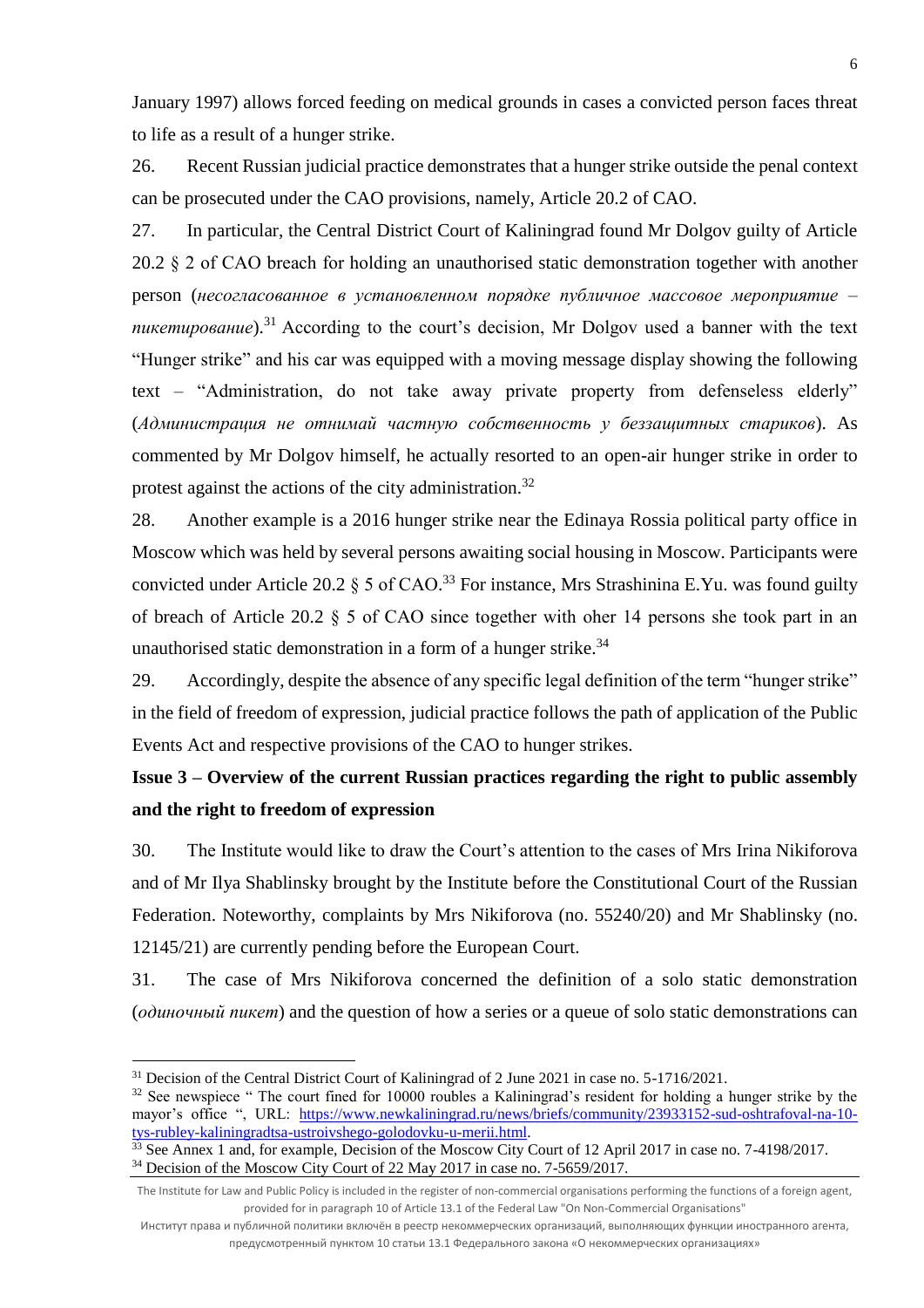January 1997) allows forced feeding on medical grounds in cases a convicted person faces threat to life as a result of a hunger strike.

26. Recent Russian judicial practice demonstrates that a hunger strike outside the penal context can be prosecuted under the CAO provisions, namely, Article 20.2 of CAO.

27. In particular, the Central District Court of Kaliningrad found Mr Dolgov guilty of Article 20.2 § 2 of CAO breach for holding an unauthorised static demonstration together with another person (*несогласованное в установленном порядке публичное массовое мероприятие – пикетирование*).[31] According to the court's decision, Mr Dolgov used a banner with the text "Hunger strike" and his car was equipped with a moving message display showing the following text – "Administration, do not take away private property from defenseless elderly" (*Администрация не отнимай частную собственность у беззащитных стариков*). As commented by Mr Dolgov himself, he actually resorted to an open-air hunger strike in order to protest against the actions of the city administration.[32]

28. Another example is a 2016 hunger strike near the Edinaya Rossia political party office in Moscow which was held by several persons awaiting social housing in Moscow. Participants were convicted under Article 20.2 § 5 of CAO.[33] For instance, Mrs Strashinina E.Yu. was found guilty of breach of Article 20.2 § 5 of CAO since together with oher 14 persons she took part in an unauthorised static demonstration in a form of a hunger strike.[34]

29. Accordingly, despite the absence of any specific legal definition of the term "hunger strike" in the field of freedom of expression, judicial practice follows the path of application of the Public Events Act and respective provisions of the CAO to hunger strikes.

**Issue 3 – Overview of the current Russian practices regarding the right to public assembly and the right to freedom of expression**

30. The Institute would like to draw the Court's attention to the cases of Mrs Irina Nikiforova and of Mr Ilya Shablinsky brought by the Institute before the Constitutional Court of the Russian Federation. Noteworthy, complaints by Mrs Nikiforova (no. 55240/20) and Mr Shablinsky (no. 12145/21) are currently pending before the European Court.

31. The case of Mrs Nikiforova concerned the definition of a solo static demonstration (*одиночный пикет*) and the question of how a series or a queue of solo static demonstrations can

---

[31] Decision of the Central District Court of Kaliningrad of 2 June 2021 in case no. 5-1716/2021.

[32] See newspiece " The court fined for 10000 roubles a Kaliningrad's resident for holding a hunger strike by the mayor's office ", URL: https://www.newkaliningrad.ru/news/briefs/community/23933152-sud-oshtrafoval-na-10-tys-rubley-kaliningradtsa-ustroivshego-golodovku-u-merii.html.

[33] See Annex 1 and, for example, Decision of the Moscow City Court of 12 April 2017 in case no. 7-4198/2017.

[34] Decision of the Moscow City Court of 22 May 2017 in case no. 7-5659/2017.

The Institute for Law and Public Policy is included in the register of non-commercial organisations performing the functions of a foreign agent, provided for in paragraph 10 of Article 13.1 of the Federal Law "On Non-Commercial Organisations"

Институт права и публичной политики включён в реестр некоммерческих организаций, выполняющих функции иностранного агента, предусмотренный пунктом 10 статьи 13.1 Федерального закона «О некоммерческих организациях»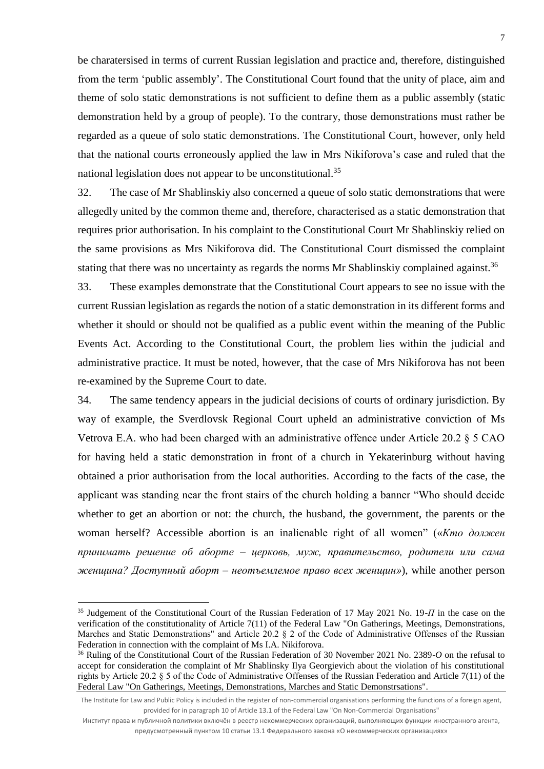be charatersised in terms of current Russian legislation and practice and, therefore, distinguished from the term 'public assembly'. The Constitutional Court found that the unity of place, aim and theme of solo static demonstrations is not sufficient to define them as a public assembly (static demonstration held by a group of people). To the contrary, those demonstrations must rather be regarded as a queue of solo static demonstrations. The Constitutional Court, however, only held that the national courts erroneously applied the law in Mrs Nikiforova's case and ruled that the national legislation does not appear to be unconstitutional.[35]

32. The case of Mr Shablinskiy also concerned a queue of solo static demonstrations that were allegedly united by the common theme and, therefore, characterised as a static demonstration that requires prior authorisation. In his complaint to the Constitutional Court Mr Shablinskiy relied on the same provisions as Mrs Nikiforova did. The Constitutional Court dismissed the complaint stating that there was no uncertainty as regards the norms Mr Shablinskiy complained against.[36]

33. These examples demonstrate that the Constitutional Court appears to see no issue with the current Russian legislation as regards the notion of a static demonstration in its different forms and whether it should or should not be qualified as a public event within the meaning of the Public Events Act. According to the Constitutional Court, the problem lies within the judicial and administrative practice. It must be noted, however, that the case of Mrs Nikiforova has not been re-examined by the Supreme Court to date.

34. The same tendency appears in the judicial decisions of courts of ordinary jurisdiction. By way of example, the Sverdlovsk Regional Court upheld an administrative conviction of Ms Vetrova E.A. who had been charged with an administrative offence under Article 20.2 § 5 CAO for having held a static demonstration in front of a church in Yekaterinburg without having obtained a prior authorisation from the local authorities. According to the facts of the case, the applicant was standing near the front stairs of the church holding a banner "Who should decide whether to get an abortion or not: the church, the husband, the government, the parents or the woman herself? Accessible abortion is an inalienable right of all women" («*Кто должен принимать решение об аборте – церковь, муж, правительство, родители или сама женщина? Доступный аборт – неотъемлемое право всех женщин*»), while another person

---

[35] Judgement of the Constitutional Court of the Russian Federation of 17 May 2021 No. 19-*П* in the case on the verification of the constitutionality of Article 7(11) of the Federal Law "On Gatherings, Meetings, Demonstrations, Marches and Static Demonstrations" and Article 20.2 § 2 of the Code of Administrative Offenses of the Russian Federation in connection with the complaint of Ms I.A. Nikiforova.

[36] Ruling of the Constitutional Court of the Russian Federation of 30 November 2021 No. 2389-*O* on the refusal to accept for consideration the complaint of Mr Shablinsky Ilya Georgievich about the violation of his constitutional rights by Article 20.2 § 5 of the Code of Administrative Offenses of the Russian Federation and Article 7(11) of the Federal Law "On Gatherings, Meetings, Demonstrations, Marches and Static Demonstrsations".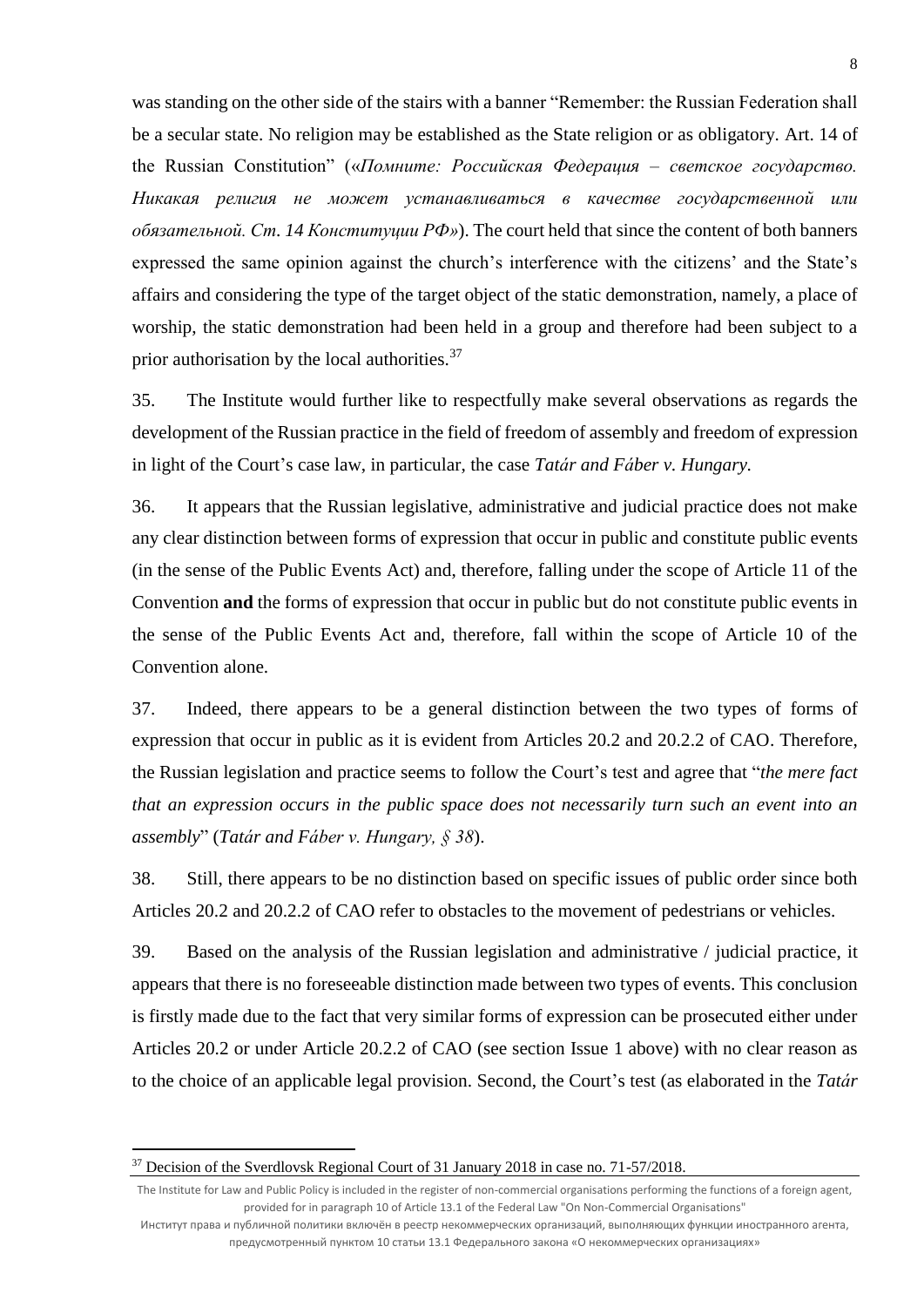was standing on the other side of the stairs with a banner "Remember: the Russian Federation shall be a secular state. No religion may be established as the State religion or as obligatory. Art. 14 of the Russian Constitution" («*Помните: Российская Федерация – светское государство. Никакая религия не может устанавливаться в качестве государственной или обязательной. Ст. 14 Конституции РФ*»). The court held that since the content of both banners expressed the same opinion against the church's interference with the citizens' and the State's affairs and considering the type of the target object of the static demonstration, namely, a place of worship, the static demonstration had been held in a group and therefore had been subject to a prior authorisation by the local authorities.[37]

35. The Institute would further like to respectfully make several observations as regards the development of the Russian practice in the field of freedom of assembly and freedom of expression in light of the Court's case law, in particular, the case *Tatár and Fáber v. Hungary.*

36. It appears that the Russian legislative, administrative and judicial practice does not make any clear distinction between forms of expression that occur in public and constitute public events (in the sense of the Public Events Act) and, therefore, falling under the scope of Article 11 of the Convention **and** the forms of expression that occur in public but do not constitute public events in the sense of the Public Events Act and, therefore, fall within the scope of Article 10 of the Convention alone.

37. Indeed, there appears to be a general distinction between the two types of forms of expression that occur in public as it is evident from Articles 20.2 and 20.2.2 of CAO. Therefore, the Russian legislation and practice seems to follow the Court's test and agree that "*the mere fact that an expression occurs in the public space does not necessarily turn such an event into an assembly*" (*Tatár and Fáber v. Hungary, § 38*).

38. Still, there appears to be no distinction based on specific issues of public order since both Articles 20.2 and 20.2.2 of CAO refer to obstacles to the movement of pedestrians or vehicles.

39. Based on the analysis of the Russian legislation and administrative / judicial practice, it appears that there is no foreseeable distinction made between two types of events. This conclusion is firstly made due to the fact that very similar forms of expression can be prosecuted either under Articles 20.2 or under Article 20.2.2 of CAO (see section Issue 1 above) with no clear reason as to the choice of an applicable legal provision. Second, the Court's test (as elaborated in the *Tatár*

[37] Decision of the Sverdlovsk Regional Court of 31 January 2018 in case no. 71-57/2018.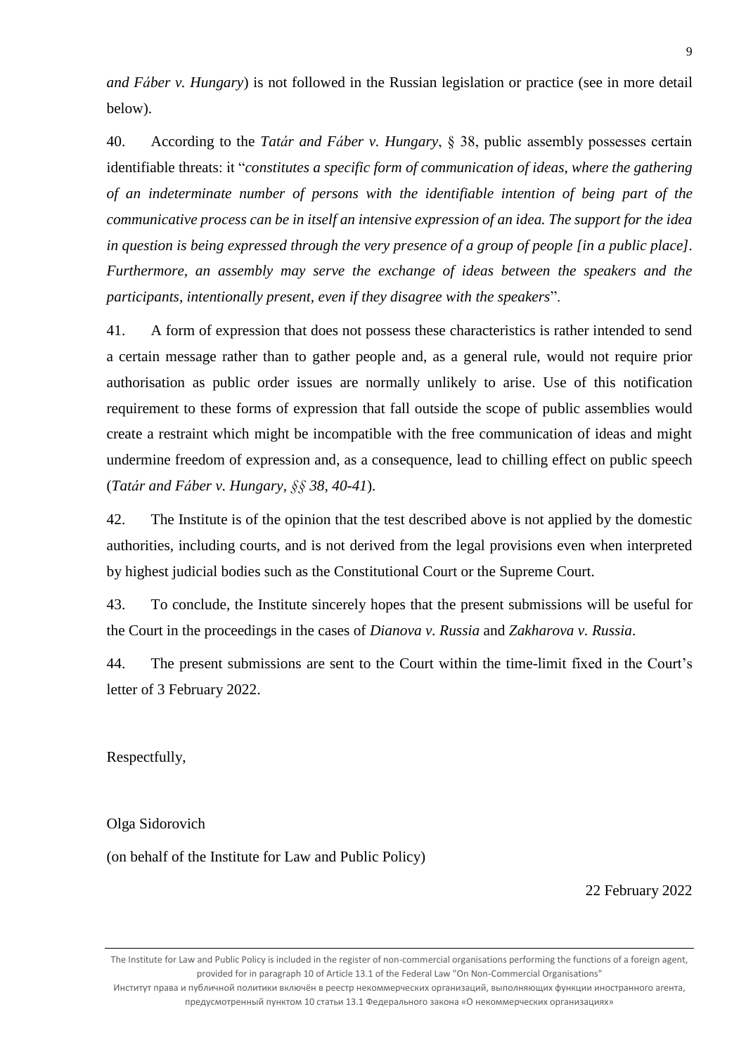*and Fáber v. Hungary*) is not followed in the Russian legislation or practice (see in more detail below).

40. According to the *Tatár and Fáber v. Hungary*, § 38, public assembly possesses certain identifiable threats: it "*constitutes a specific form of communication of ideas, where the gathering of an indeterminate number of persons with the identifiable intention of being part of the communicative process can be in itself an intensive expression of an idea. The support for the idea in question is being expressed through the very presence of a group of people [in a public place]. Furthermore, an assembly may serve the exchange of ideas between the speakers and the participants, intentionally present, even if they disagree with the speakers*".

41. A form of expression that does not possess these characteristics is rather intended to send a certain message rather than to gather people and, as a general rule, would not require prior authorisation as public order issues are normally unlikely to arise. Use of this notification requirement to these forms of expression that fall outside the scope of public assemblies would create a restraint which might be incompatible with the free communication of ideas and might undermine freedom of expression and, as a consequence, lead to chilling effect on public speech (*Tatár and Fáber v. Hungary, §§ 38, 40-41*).

42. The Institute is of the opinion that the test described above is not applied by the domestic authorities, including courts, and is not derived from the legal provisions even when interpreted by highest judicial bodies such as the Constitutional Court or the Supreme Court.

43. To conclude, the Institute sincerely hopes that the present submissions will be useful for the Court in the proceedings in the cases of *Dianova v. Russia* and *Zakharova v. Russia*.

44. The present submissions are sent to the Court within the time-limit fixed in the Court's letter of 3 February 2022.

Respectfully,

Olga Sidorovich

(on behalf of the Institute for Law and Public Policy)

22 February 2022

---

The Institute for Law and Public Policy is included in the register of non-commercial organisations performing the functions of a foreign agent, provided for in paragraph 10 of Article 13.1 of the Federal Law "On Non-Commercial Organisations"

Институт права и публичной политики включён в реестр некоммерческих организаций, выполняющих функции иностранного агента, предусмотренный пунктом 10 статьи 13.1 Федерального закона «О некоммерческих организациях»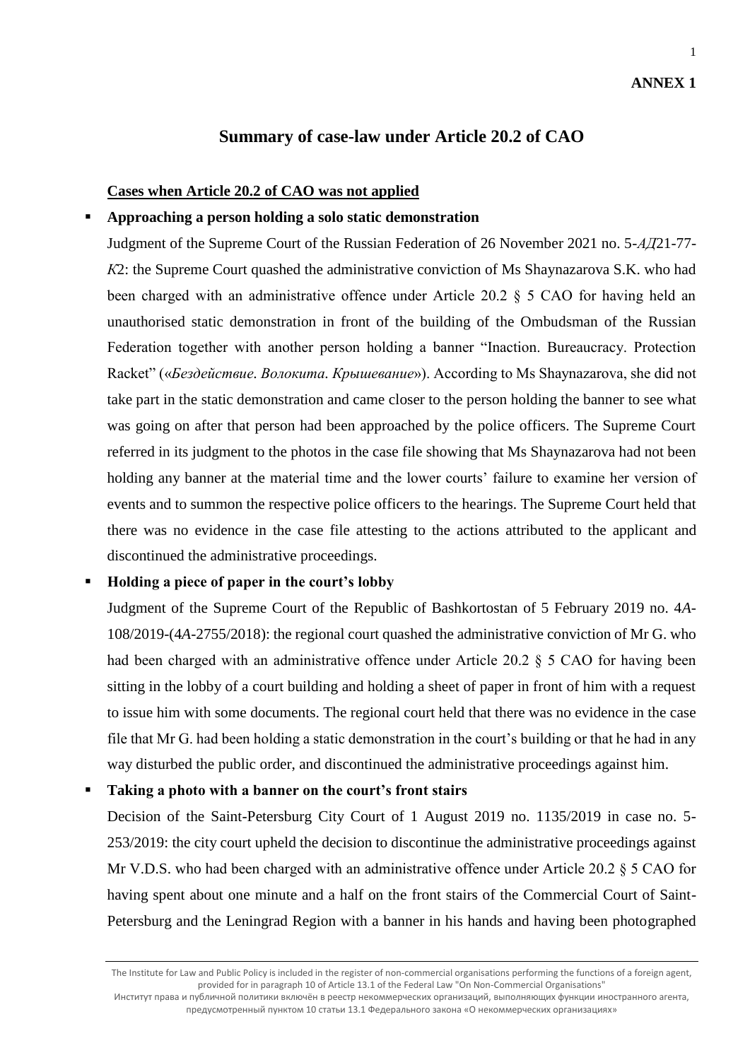**ANNEX 1**

## Summary of case-law under Article 20.2 of CAO

**Cases when Article 20.2 of CAO was not applied**

- **Approaching a person holding a solo static demonstration**

  Judgment of the Supreme Court of the Russian Federation of 26 November 2021 no. 5-*АД*21-77-*К*2: the Supreme Court quashed the administrative conviction of Ms Shaynazarova S.K. who had been charged with an administrative offence under Article 20.2 § 5 CAO for having held an unauthorised static demonstration in front of the building of the Ombudsman of the Russian Federation together with another person holding a banner "Inaction. Bureaucracy. Protection Racket" («*Бездействие. Волокита. Крышевание*»). According to Ms Shaynazarova, she did not take part in the static demonstration and came closer to the person holding the banner to see what was going on after that person had been approached by the police officers. The Supreme Court referred in its judgment to the photos in the case file showing that Ms Shaynazarova had not been holding any banner at the material time and the lower courts' failure to examine her version of events and to summon the respective police officers to the hearings. The Supreme Court held that there was no evidence in the case file attesting to the actions attributed to the applicant and discontinued the administrative proceedings.

- **Holding a piece of paper in the court's lobby**

  Judgment of the Supreme Court of the Republic of Bashkortostan of 5 February 2019 no. 4*А*-108/2019-(4*А*-2755/2018): the regional court quashed the administrative conviction of Mr G. who had been charged with an administrative offence under Article 20.2 § 5 CAO for having been sitting in the lobby of a court building and holding a sheet of paper in front of him with a request to issue him with some documents. The regional court held that there was no evidence in the case file that Mr G. had been holding a static demonstration in the court's building or that he had in any way disturbed the public order, and discontinued the administrative proceedings against him.

- **Taking a photo with a banner on the court's front stairs**

  Decision of the Saint-Petersburg City Court of 1 August 2019 no. 1135/2019 in case no. 5-253/2019: the city court upheld the decision to discontinue the administrative proceedings against Mr V.D.S. who had been charged with an administrative offence under Article 20.2 § 5 CAO for having spent about one minute and a half on the front stairs of the Commercial Court of Saint-Petersburg and the Leningrad Region with a banner in his hands and having been photographed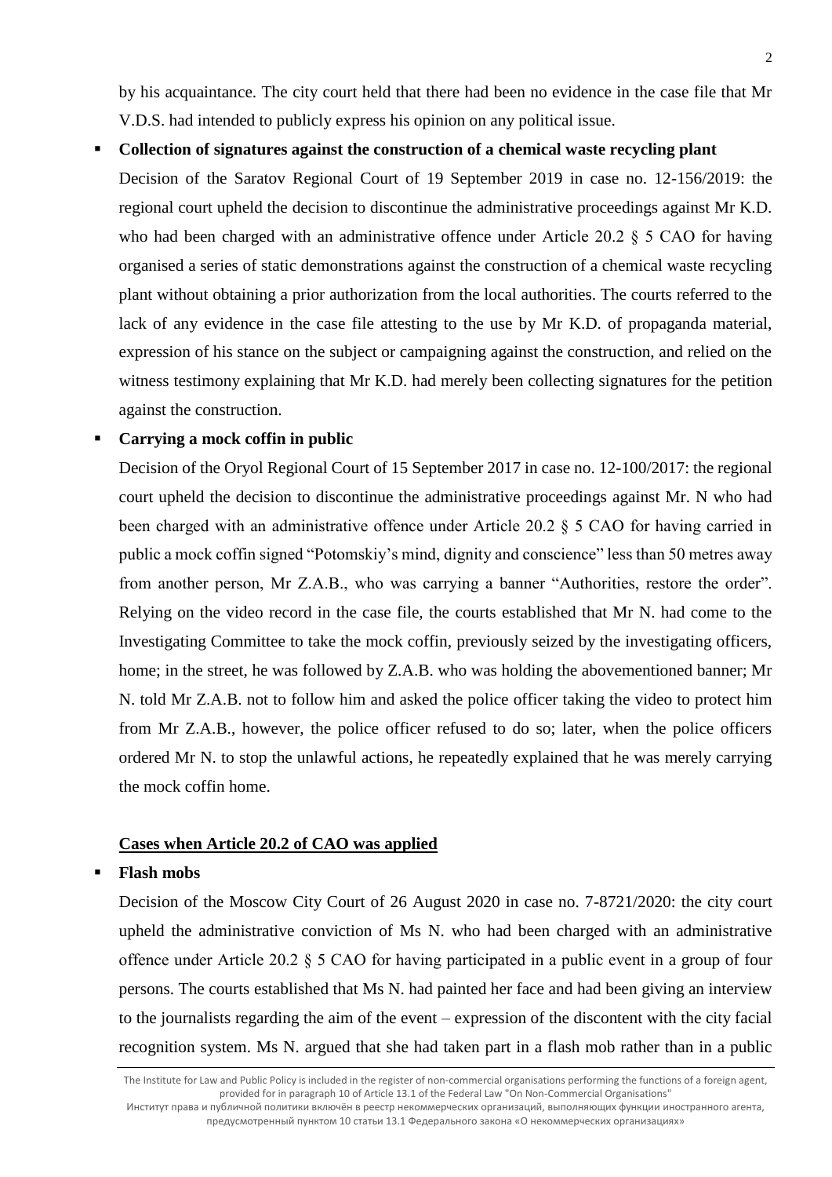by his acquaintance. The city court held that there had been no evidence in the case file that Mr V.D.S. had intended to publicly express his opinion on any political issue.

- **Collection of signatures against the construction of a chemical waste recycling plant**

  Decision of the Saratov Regional Court of 19 September 2019 in case no. 12-156/2019: the regional court upheld the decision to discontinue the administrative proceedings against Mr K.D. who had been charged with an administrative offence under Article 20.2 § 5 CAO for having organised a series of static demonstrations against the construction of a chemical waste recycling plant without obtaining a prior authorization from the local authorities. The courts referred to the lack of any evidence in the case file attesting to the use by Mr K.D. of propaganda material, expression of his stance on the subject or campaigning against the construction, and relied on the witness testimony explaining that Mr K.D. had merely been collecting signatures for the petition against the construction.

- **Carrying a mock coffin in public**

  Decision of the Oryol Regional Court of 15 September 2017 in case no. 12-100/2017: the regional court upheld the decision to discontinue the administrative proceedings against Mr. N who had been charged with an administrative offence under Article 20.2 § 5 CAO for having carried in public a mock coffin signed "Potomskiy's mind, dignity and conscience" less than 50 metres away from another person, Mr Z.A.B., who was carrying a banner "Authorities, restore the order". Relying on the video record in the case file, the courts established that Mr N. had come to the Investigating Committee to take the mock coffin, previously seized by the investigating officers, home; in the street, he was followed by Z.A.B. who was holding the abovementioned banner; Mr N. told Mr Z.A.B. not to follow him and asked the police officer taking the video to protect him from Mr Z.A.B., however, the police officer refused to do so; later, when the police officers ordered Mr N. to stop the unlawful actions, he repeatedly explained that he was merely carrying the mock coffin home.

**Cases when Article 20.2 of CAO was applied**

- **Flash mobs**

  Decision of the Moscow City Court of 26 August 2020 in case no. 7-8721/2020: the city court upheld the administrative conviction of Ms N. who had been charged with an administrative offence under Article 20.2 § 5 CAO for having participated in a public event in a group of four persons. The courts established that Ms N. had painted her face and had been giving an interview to the journalists regarding the aim of the event – expression of the discontent with the city facial recognition system. Ms N. argued that she had taken part in a flash mob rather than in a public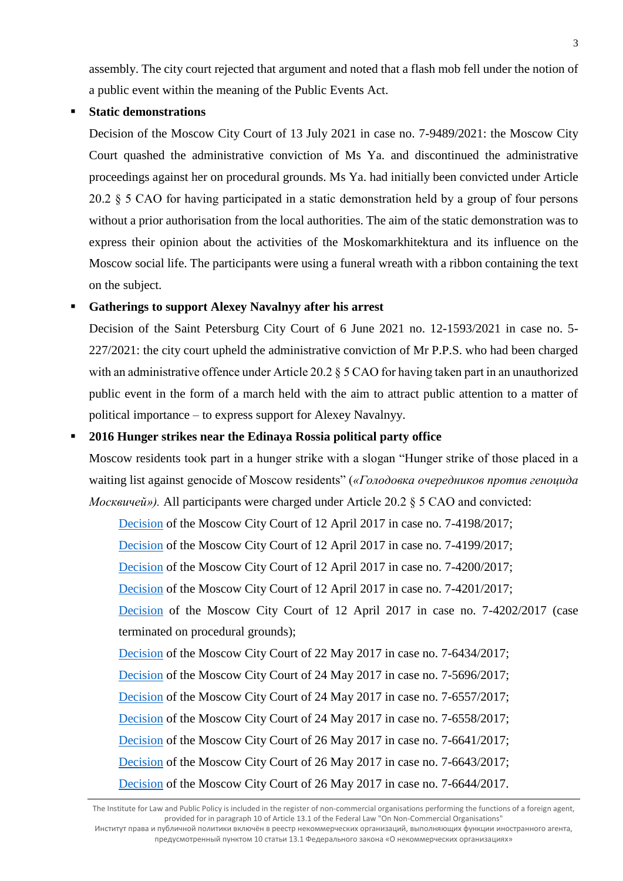assembly. The city court rejected that argument and noted that a flash mob fell under the notion of a public event within the meaning of the Public Events Act.

- **Static demonstrations**

  Decision of the Moscow City Court of 13 July 2021 in case no. 7-9489/2021: the Moscow City Court quashed the administrative conviction of Ms Ya. and discontinued the administrative proceedings against her on procedural grounds. Ms Ya. had initially been convicted under Article 20.2 § 5 CAO for having participated in a static demonstration held by a group of four persons without a prior authorisation from the local authorities. The aim of the static demonstration was to express their opinion about the activities of the Moskomarkhitektura and its influence on the Moscow social life. The participants were using a funeral wreath with a ribbon containing the text on the subject.

- **Gatherings to support Alexey Navalnyy after his arrest**

  Decision of the Saint Petersburg City Court of 6 June 2021 no. 12-1593/2021 in case no. 5-227/2021: the city court upheld the administrative conviction of Mr P.P.S. who had been charged with an administrative offence under Article 20.2 § 5 CAO for having taken part in an unauthorized public event in the form of a march held with the aim to attract public attention to a matter of political importance – to express support for Alexey Navalnyy.

- **2016 Hunger strikes near the Edinaya Rossia political party office**

  Moscow residents took part in a hunger strike with a slogan "Hunger strike of those placed in a waiting list against genocide of Moscow residents" (*«Голодовка очередников против геноцида Москвичей»).* All participants were charged under Article 20.2 § 5 CAO and convicted:

  Decision of the Moscow City Court of 12 April 2017 in case no. 7-4198/2017;

  Decision of the Moscow City Court of 12 April 2017 in case no. 7-4199/2017;

  Decision of the Moscow City Court of 12 April 2017 in case no. 7-4200/2017;

  Decision of the Moscow City Court of 12 April 2017 in case no. 7-4201/2017;

  Decision of the Moscow City Court of 12 April 2017 in case no. 7-4202/2017 (case terminated on procedural grounds);

  Decision of the Moscow City Court of 22 May 2017 in case no. 7-6434/2017;

  Decision of the Moscow City Court of 24 May 2017 in case no. 7-5696/2017;

  Decision of the Moscow City Court of 24 May 2017 in case no. 7-6557/2017;

  Decision of the Moscow City Court of 24 May 2017 in case no. 7-6558/2017;

  Decision of the Moscow City Court of 26 May 2017 in case no. 7-6641/2017;

  Decision of the Moscow City Court of 26 May 2017 in case no. 7-6643/2017;

  Decision of the Moscow City Court of 26 May 2017 in case no. 7-6644/2017.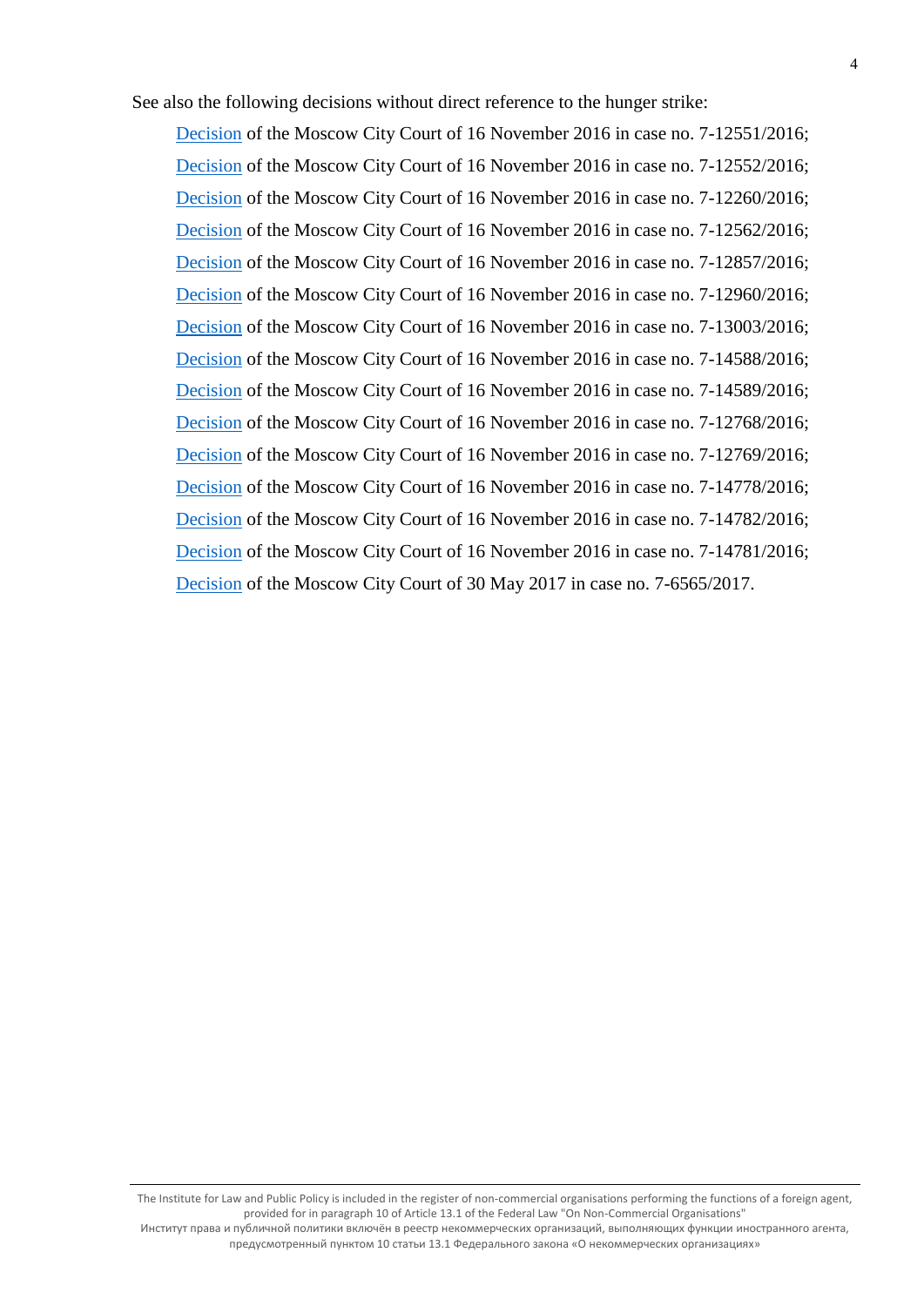See also the following decisions without direct reference to the hunger strike:

- Decision of the Moscow City Court of 16 November 2016 in case no. 7-12551/2016;
- Decision of the Moscow City Court of 16 November 2016 in case no. 7-12552/2016;
- Decision of the Moscow City Court of 16 November 2016 in case no. 7-12260/2016;
- Decision of the Moscow City Court of 16 November 2016 in case no. 7-12562/2016;
- Decision of the Moscow City Court of 16 November 2016 in case no. 7-12857/2016;
- Decision of the Moscow City Court of 16 November 2016 in case no. 7-12960/2016;
- Decision of the Moscow City Court of 16 November 2016 in case no. 7-13003/2016;
- Decision of the Moscow City Court of 16 November 2016 in case no. 7-14588/2016;
- Decision of the Moscow City Court of 16 November 2016 in case no. 7-14589/2016;
- Decision of the Moscow City Court of 16 November 2016 in case no. 7-12768/2016;
- Decision of the Moscow City Court of 16 November 2016 in case no. 7-12769/2016;
- Decision of the Moscow City Court of 16 November 2016 in case no. 7-14778/2016;
- Decision of the Moscow City Court of 16 November 2016 in case no. 7-14782/2016;
- Decision of the Moscow City Court of 16 November 2016 in case no. 7-14781/2016;
- Decision of the Moscow City Court of 30 May 2017 in case no. 7-6565/2017.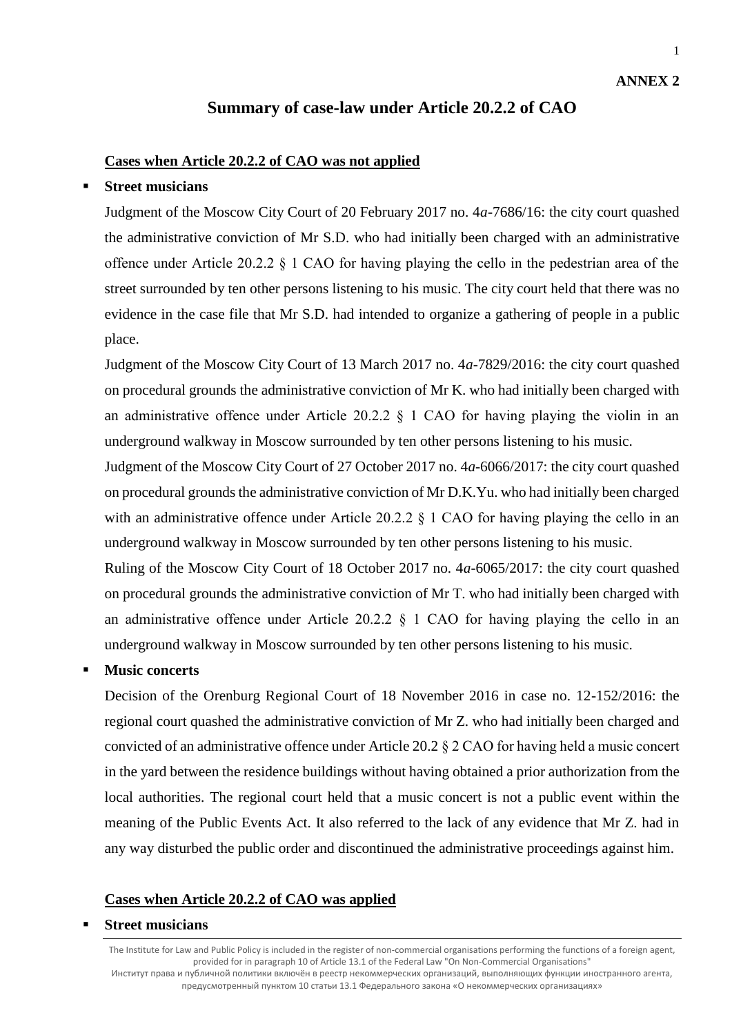**ANNEX 2**

# Summary of case-law under Article 20.2.2 of CAO

**Cases when Article 20.2.2 of CAO was not applied**

- **Street musicians**

  Judgment of the Moscow City Court of 20 February 2017 no. 4*a*-7686/16: the city court quashed the administrative conviction of Mr S.D. who had initially been charged with an administrative offence under Article 20.2.2 § 1 CAO for having playing the cello in the pedestrian area of the street surrounded by ten other persons listening to his music. The city court held that there was no evidence in the case file that Mr S.D. had intended to organize a gathering of people in a public place.

  Judgment of the Moscow City Court of 13 March 2017 no. 4*a*-7829/2016: the city court quashed on procedural grounds the administrative conviction of Mr K. who had initially been charged with an administrative offence under Article 20.2.2 § 1 CAO for having playing the violin in an underground walkway in Moscow surrounded by ten other persons listening to his music.

  Judgment of the Moscow City Court of 27 October 2017 no. 4*a*-6066/2017: the city court quashed on procedural grounds the administrative conviction of Mr D.K.Yu. who had initially been charged with an administrative offence under Article 20.2.2 § 1 CAO for having playing the cello in an underground walkway in Moscow surrounded by ten other persons listening to his music.

  Ruling of the Moscow City Court of 18 October 2017 no. 4*a*-6065/2017: the city court quashed on procedural grounds the administrative conviction of Mr T. who had initially been charged with an administrative offence under Article 20.2.2 § 1 CAO for having playing the cello in an underground walkway in Moscow surrounded by ten other persons listening to his music.

- **Music concerts**

  Decision of the Orenburg Regional Court of 18 November 2016 in case no. 12-152/2016: the regional court quashed the administrative conviction of Mr Z. who had initially been charged and convicted of an administrative offence under Article 20.2 § 2 CAO for having held a music concert in the yard between the residence buildings without having obtained a prior authorization from the local authorities. The regional court held that a music concert is not a public event within the meaning of the Public Events Act. It also referred to the lack of any evidence that Mr Z. had in any way disturbed the public order and discontinued the administrative proceedings against him.

**Cases when Article 20.2.2 of CAO was applied**

- **Street musicians**

The Institute for Law and Public Policy is included in the register of non-commercial organisations performing the functions of a foreign agent, provided for in paragraph 10 of Article 13.1 of the Federal Law "On Non-Commercial Organisations"
Институт права и публичной политики включён в реестр некоммерческих организаций, выполняющих функции иностранного агента, предусмотренный пунктом 10 статьи 13.1 Федерального закона «О некоммерческих организациях»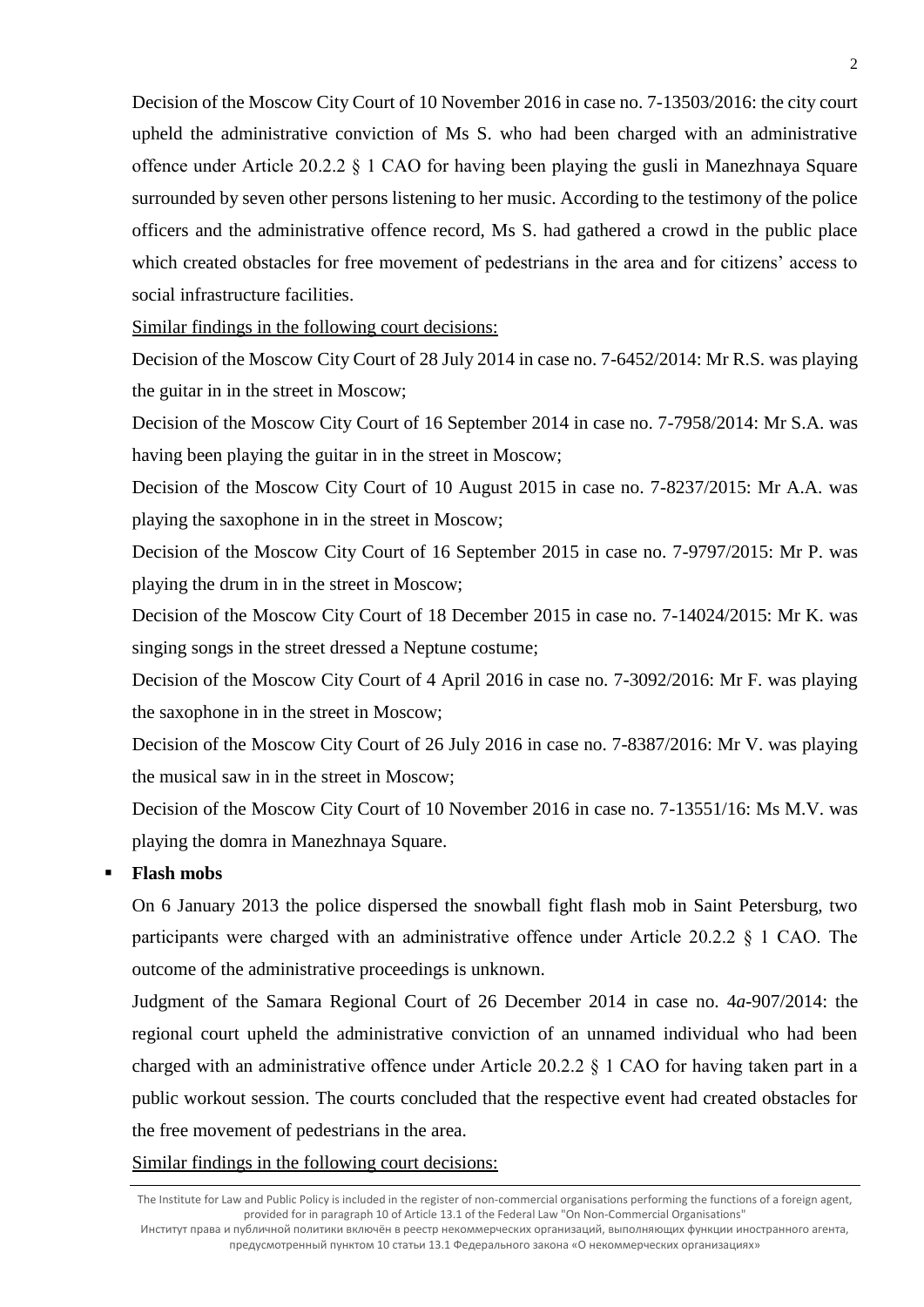Decision of the Moscow City Court of 10 November 2016 in case no. 7-13503/2016: the city court upheld the administrative conviction of Ms S. who had been charged with an administrative offence under Article 20.2.2 § 1 CAO for having been playing the gusli in Manezhnaya Square surrounded by seven other persons listening to her music. According to the testimony of the police officers and the administrative offence record, Ms S. had gathered a crowd in the public place which created obstacles for free movement of pedestrians in the area and for citizens' access to social infrastructure facilities.

Similar findings in the following court decisions:

Decision of the Moscow City Court of 28 July 2014 in case no. 7-6452/2014: Mr R.S. was playing the guitar in in the street in Moscow;

Decision of the Moscow City Court of 16 September 2014 in case no. 7-7958/2014: Mr S.A. was having been playing the guitar in in the street in Moscow;

Decision of the Moscow City Court of 10 August 2015 in case no. 7-8237/2015: Mr A.A. was playing the saxophone in in the street in Moscow;

Decision of the Moscow City Court of 16 September 2015 in case no. 7-9797/2015: Mr P. was playing the drum in in the street in Moscow;

Decision of the Moscow City Court of 18 December 2015 in case no. 7-14024/2015: Mr K. was singing songs in the street dressed a Neptune costume;

Decision of the Moscow City Court of 4 April 2016 in case no. 7-3092/2016: Mr F. was playing the saxophone in in the street in Moscow;

Decision of the Moscow City Court of 26 July 2016 in case no. 7-8387/2016: Mr V. was playing the musical saw in in the street in Moscow;

Decision of the Moscow City Court of 10 November 2016 in case no. 7-13551/16: Ms M.V. was playing the domra in Manezhnaya Square.

- **Flash mobs**

On 6 January 2013 the police dispersed the snowball fight flash mob in Saint Petersburg, two participants were charged with an administrative offence under Article 20.2.2 § 1 CAO. The outcome of the administrative proceedings is unknown.

Judgment of the Samara Regional Court of 26 December 2014 in case no. 4*a*-907/2014: the regional court upheld the administrative conviction of an unnamed individual who had been charged with an administrative offence under Article 20.2.2 § 1 CAO for having taken part in a public workout session. The courts concluded that the respective event had created obstacles for the free movement of pedestrians in the area.

Similar findings in the following court decisions: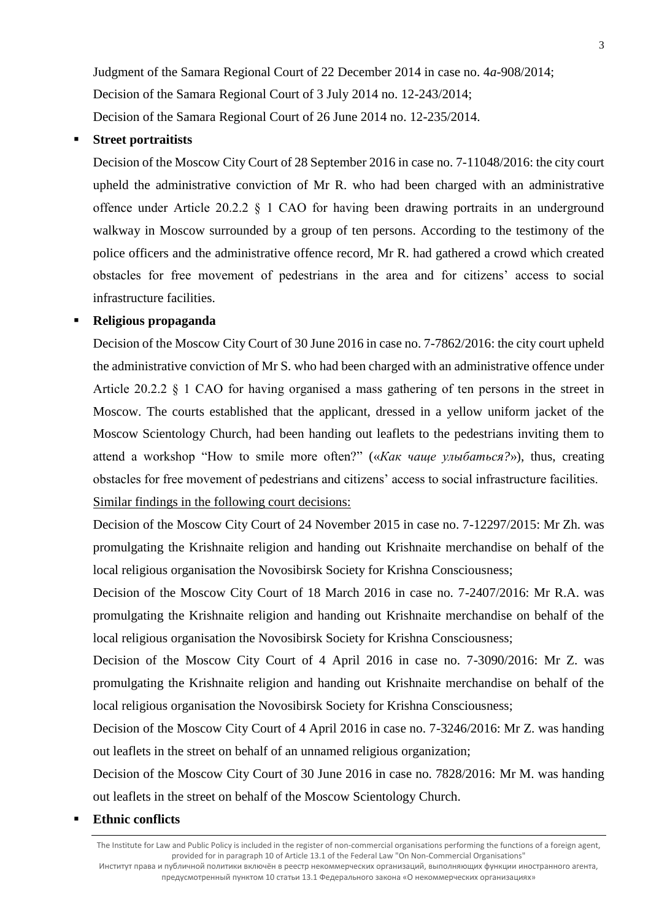Judgment of the Samara Regional Court of 22 December 2014 in case no. 4*a*-908/2014;

Decision of the Samara Regional Court of 3 July 2014 no. 12-243/2014;

Decision of the Samara Regional Court of 26 June 2014 no. 12-235/2014.

- **Street portraitists**

  Decision of the Moscow City Court of 28 September 2016 in case no. 7-11048/2016: the city court upheld the administrative conviction of Mr R. who had been charged with an administrative offence under Article 20.2.2 § 1 CAO for having been drawing portraits in an underground walkway in Moscow surrounded by a group of ten persons. According to the testimony of the police officers and the administrative offence record, Mr R. had gathered a crowd which created obstacles for free movement of pedestrians in the area and for citizens' access to social infrastructure facilities.

- **Religious propaganda**

  Decision of the Moscow City Court of 30 June 2016 in case no. 7-7862/2016: the city court upheld the administrative conviction of Mr S. who had been charged with an administrative offence under Article 20.2.2 § 1 CAO for having organised a mass gathering of ten persons in the street in Moscow. The courts established that the applicant, dressed in a yellow uniform jacket of the Moscow Scientology Church, had been handing out leaflets to the pedestrians inviting them to attend a workshop "How to smile more often?" («*Как чаще улыбаться?*»), thus, creating obstacles for free movement of pedestrians and citizens' access to social infrastructure facilities.

  <u>Similar findings in the following court decisions:</u>

  Decision of the Moscow City Court of 24 November 2015 in case no. 7-12297/2015: Mr Zh. was promulgating the Krishnaite religion and handing out Krishnaite merchandise on behalf of the local religious organisation the Novosibirsk Society for Krishna Consciousness;

  Decision of the Moscow City Court of 18 March 2016 in case no. 7-2407/2016: Mr R.A. was promulgating the Krishnaite religion and handing out Krishnaite merchandise on behalf of the local religious organisation the Novosibirsk Society for Krishna Consciousness;

  Decision of the Moscow City Court of 4 April 2016 in case no. 7-3090/2016: Mr Z. was promulgating the Krishnaite religion and handing out Krishnaite merchandise on behalf of the local religious organisation the Novosibirsk Society for Krishna Consciousness;

  Decision of the Moscow City Court of 4 April 2016 in case no. 7-3246/2016: Mr Z. was handing out leaflets in the street on behalf of an unnamed religious organization;

  Decision of the Moscow City Court of 30 June 2016 in case no. 7828/2016: Mr M. was handing out leaflets in the street on behalf of the Moscow Scientology Church.

- **Ethnic conflicts**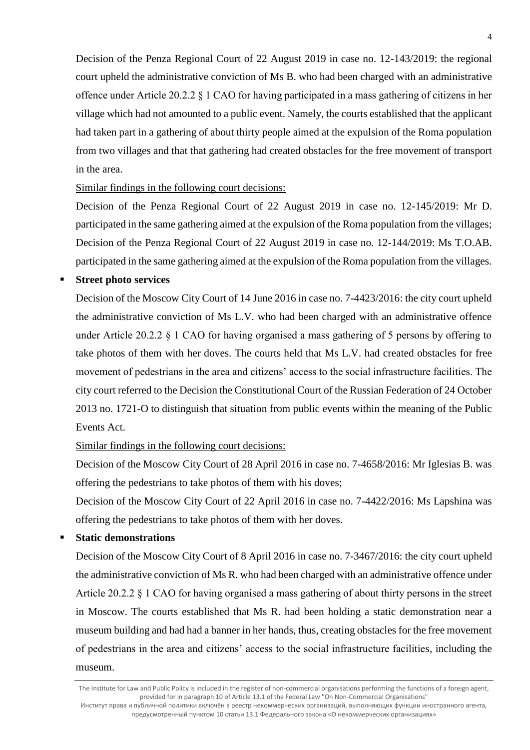Decision of the Penza Regional Court of 22 August 2019 in case no. 12-143/2019: the regional court upheld the administrative conviction of Ms B. who had been charged with an administrative offence under Article 20.2.2 § 1 CAO for having participated in a mass gathering of citizens in her village which had not amounted to a public event. Namely, the courts established that the applicant had taken part in a gathering of about thirty people aimed at the expulsion of the Roma population from two villages and that that gathering had created obstacles for the free movement of transport in the area.

Similar findings in the following court decisions:

Decision of the Penza Regional Court of 22 August 2019 in case no. 12-145/2019: Mr D. participated in the same gathering aimed at the expulsion of the Roma population from the villages;

Decision of the Penza Regional Court of 22 August 2019 in case no. 12-144/2019: Ms T.O.AB. participated in the same gathering aimed at the expulsion of the Roma population from the villages.

- **Street photo services**

  Decision of the Moscow City Court of 14 June 2016 in case no. 7-4423/2016: the city court upheld the administrative conviction of Ms L.V. who had been charged with an administrative offence under Article 20.2.2 § 1 CAO for having organised a mass gathering of 5 persons by offering to take photos of them with her doves. The courts held that Ms L.V. had created obstacles for free movement of pedestrians in the area and citizens' access to the social infrastructure facilities. The city court referred to the Decision the Constitutional Court of the Russian Federation of 24 October 2013 no. 1721-O to distinguish that situation from public events within the meaning of the Public Events Act.

  Similar findings in the following court decisions:

  Decision of the Moscow City Court of 28 April 2016 in case no. 7-4658/2016: Mr Iglesias B. was offering the pedestrians to take photos of them with his doves;

  Decision of the Moscow City Court of 22 April 2016 in case no. 7-4422/2016: Ms Lapshina was offering the pedestrians to take photos of them with her doves.

- **Static demonstrations**

  Decision of the Moscow City Court of 8 April 2016 in case no. 7-3467/2016: the city court upheld the administrative conviction of Ms R. who had been charged with an administrative offence under Article 20.2.2 § 1 CAO for having organised a mass gathering of about thirty persons in the street in Moscow. The courts established that Ms R. had been holding a static demonstration near a museum building and had had a banner in her hands, thus, creating obstacles for the free movement of pedestrians in the area and citizens' access to the social infrastructure facilities, including the museum.

The Institute for Law and Public Policy is included in the register of non-commercial organisations performing the functions of a foreign agent, provided for in paragraph 10 of Article 13.1 of the Federal Law "On Non-Commercial Organisations"
Институт права и публичной политики включён в реестр некоммерческих организаций, выполняющих функции иностранного агента, предусмотренный пунктом 10 статьи 13.1 Федерального закона «О некоммерческих организациях»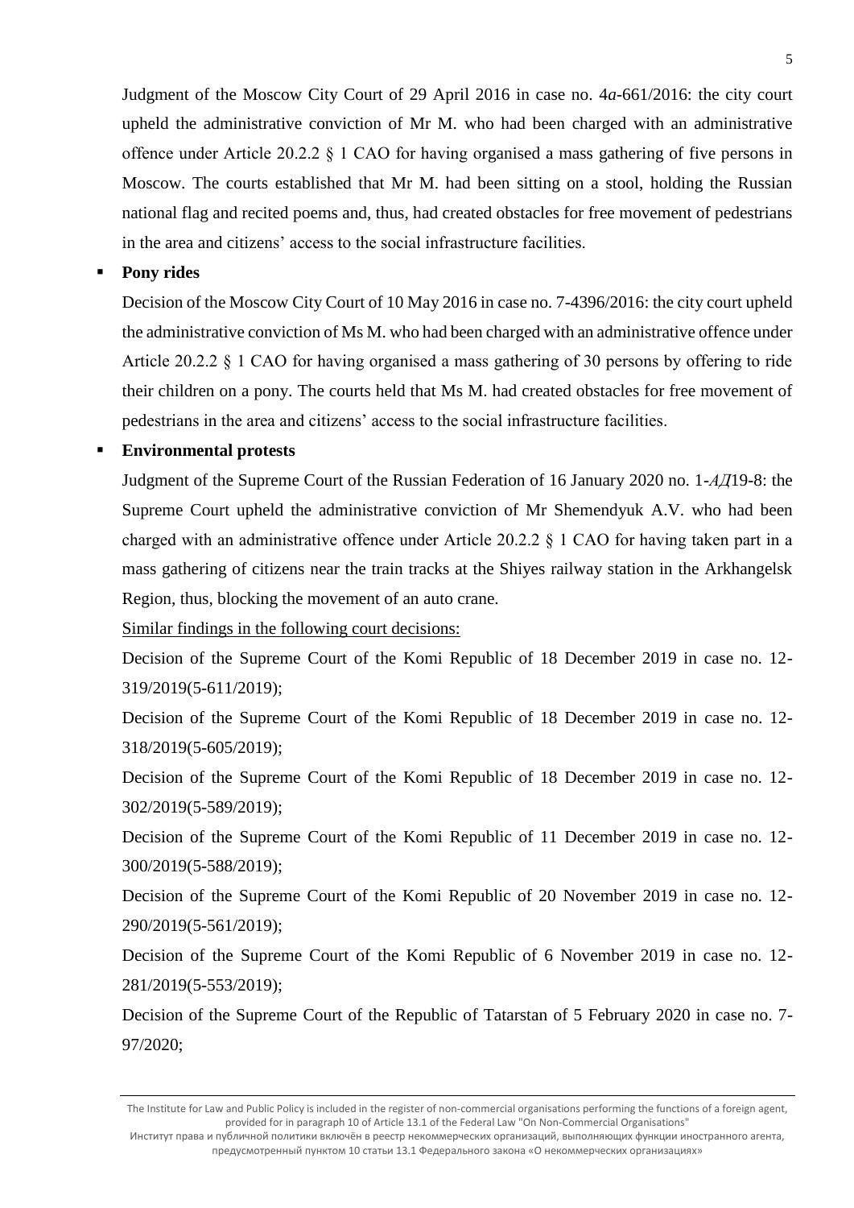Judgment of the Moscow City Court of 29 April 2016 in case no. 4*a*-661/2016: the city court upheld the administrative conviction of Mr M. who had been charged with an administrative offence under Article 20.2.2 § 1 CAO for having organised a mass gathering of five persons in Moscow. The courts established that Mr M. had been sitting on a stool, holding the Russian national flag and recited poems and, thus, had created obstacles for free movement of pedestrians in the area and citizens' access to the social infrastructure facilities.

- **Pony rides**

  Decision of the Moscow City Court of 10 May 2016 in case no. 7-4396/2016: the city court upheld the administrative conviction of Ms M. who had been charged with an administrative offence under Article 20.2.2 § 1 CAO for having organised a mass gathering of 30 persons by offering to ride their children on a pony. The courts held that Ms M. had created obstacles for free movement of pedestrians in the area and citizens' access to the social infrastructure facilities.

- **Environmental protests**

  Judgment of the Supreme Court of the Russian Federation of 16 January 2020 no. 1-*АД*19-8: the Supreme Court upheld the administrative conviction of Mr Shemendyuk A.V. who had been charged with an administrative offence under Article 20.2.2 § 1 CAO for having taken part in a mass gathering of citizens near the train tracks at the Shiyes railway station in the Arkhangelsk Region, thus, blocking the movement of an auto crane.

  <u>Similar findings in the following court decisions:</u>

  Decision of the Supreme Court of the Komi Republic of 18 December 2019 in case no. 12-319/2019(5-611/2019);

  Decision of the Supreme Court of the Komi Republic of 18 December 2019 in case no. 12-318/2019(5-605/2019);

  Decision of the Supreme Court of the Komi Republic of 18 December 2019 in case no. 12-302/2019(5-589/2019);

  Decision of the Supreme Court of the Komi Republic of 11 December 2019 in case no. 12-300/2019(5-588/2019);

  Decision of the Supreme Court of the Komi Republic of 20 November 2019 in case no. 12-290/2019(5-561/2019);

  Decision of the Supreme Court of the Komi Republic of 6 November 2019 in case no. 12-281/2019(5-553/2019);

  Decision of the Supreme Court of the Republic of Tatarstan of 5 February 2020 in case no. 7-97/2020;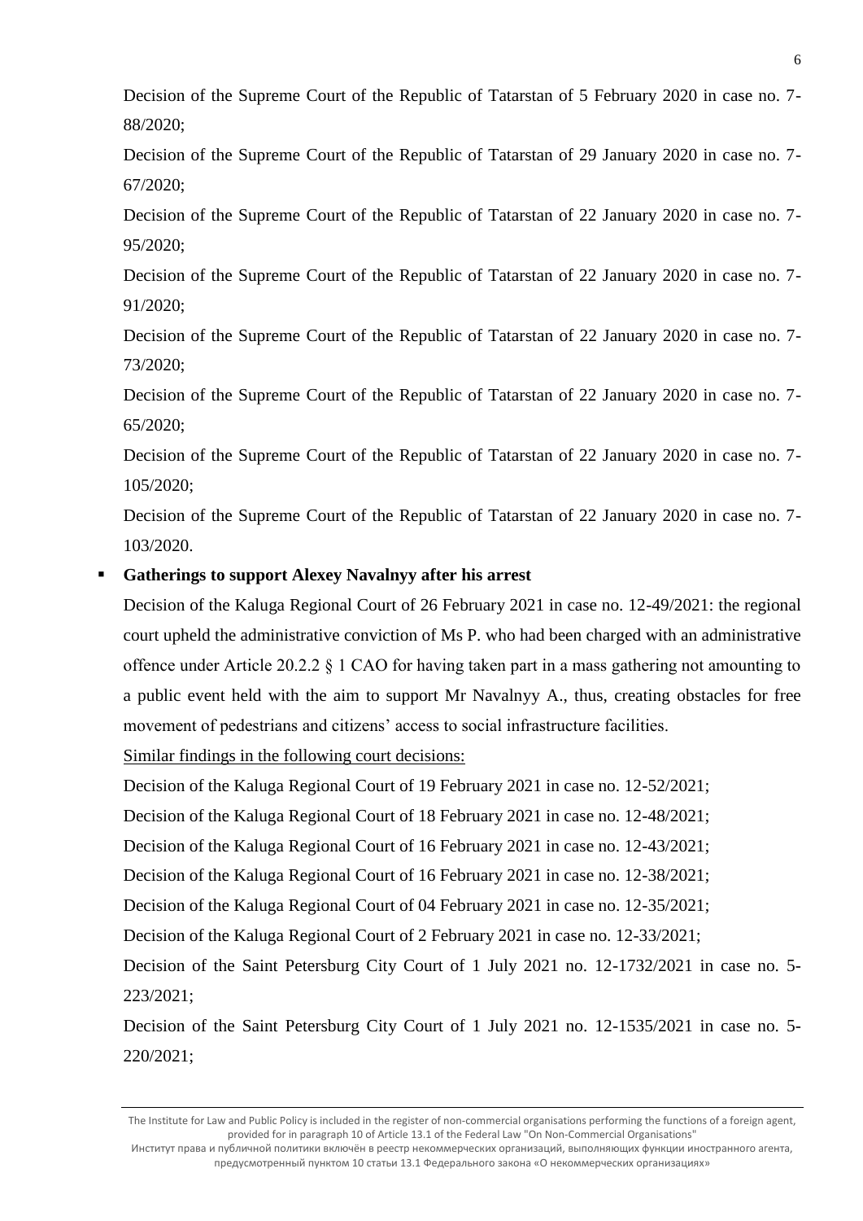Decision of the Supreme Court of the Republic of Tatarstan of 5 February 2020 in case no. 7-88/2020;

Decision of the Supreme Court of the Republic of Tatarstan of 29 January 2020 in case no. 7-67/2020;

Decision of the Supreme Court of the Republic of Tatarstan of 22 January 2020 in case no. 7-95/2020;

Decision of the Supreme Court of the Republic of Tatarstan of 22 January 2020 in case no. 7-91/2020;

Decision of the Supreme Court of the Republic of Tatarstan of 22 January 2020 in case no. 7-73/2020;

Decision of the Supreme Court of the Republic of Tatarstan of 22 January 2020 in case no. 7-65/2020;

Decision of the Supreme Court of the Republic of Tatarstan of 22 January 2020 in case no. 7-105/2020;

Decision of the Supreme Court of the Republic of Tatarstan of 22 January 2020 in case no. 7-103/2020.

- **Gatherings to support Alexey Navalnyy after his arrest**

  Decision of the Kaluga Regional Court of 26 February 2021 in case no. 12-49/2021: the regional court upheld the administrative conviction of Ms P. who had been charged with an administrative offence under Article 20.2.2 § 1 CAO for having taken part in a mass gathering not amounting to a public event held with the aim to support Mr Navalnyy A., thus, creating obstacles for free movement of pedestrians and citizens' access to social infrastructure facilities.

  Similar findings in the following court decisions:

  Decision of the Kaluga Regional Court of 19 February 2021 in case no. 12-52/2021;

  Decision of the Kaluga Regional Court of 18 February 2021 in case no. 12-48/2021;

  Decision of the Kaluga Regional Court of 16 February 2021 in case no. 12-43/2021;

  Decision of the Kaluga Regional Court of 16 February 2021 in case no. 12-38/2021;

  Decision of the Kaluga Regional Court of 04 February 2021 in case no. 12-35/2021;

  Decision of the Kaluga Regional Court of 2 February 2021 in case no. 12-33/2021;

  Decision of the Saint Petersburg City Court of 1 July 2021 no. 12-1732/2021 in case no. 5-223/2021;

  Decision of the Saint Petersburg City Court of 1 July 2021 no. 12-1535/2021 in case no. 5-220/2021;

The Institute for Law and Public Policy is included in the register of non-commercial organisations performing the functions of a foreign agent, provided for in paragraph 10 of Article 13.1 of the Federal Law "On Non-Commercial Organisations"
Институт права и публичной политики включён в реестр некоммерческих организаций, выполняющих функции иностранного агента, предусмотренный пунктом 10 статьи 13.1 Федерального закона «О некоммерческих организациях»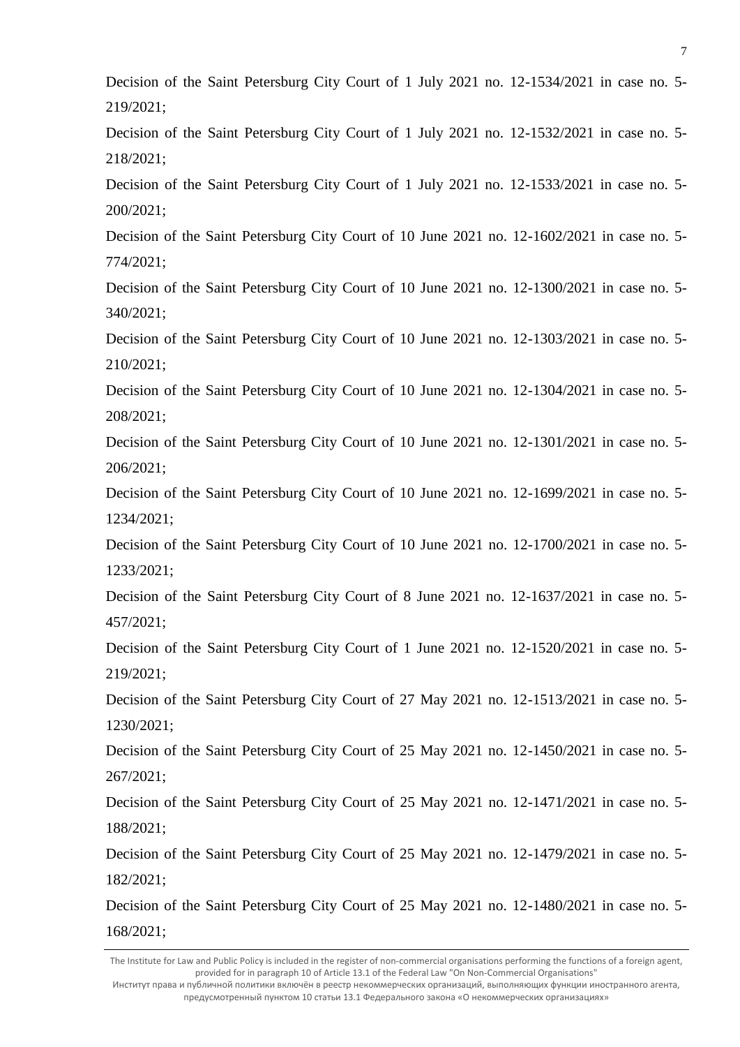Decision of the Saint Petersburg City Court of 1 July 2021 no. 12-1534/2021 in case no. 5-219/2021;

Decision of the Saint Petersburg City Court of 1 July 2021 no. 12-1532/2021 in case no. 5-218/2021;

Decision of the Saint Petersburg City Court of 1 July 2021 no. 12-1533/2021 in case no. 5-200/2021;

Decision of the Saint Petersburg City Court of 10 June 2021 no. 12-1602/2021 in case no. 5-774/2021;

Decision of the Saint Petersburg City Court of 10 June 2021 no. 12-1300/2021 in case no. 5-340/2021;

Decision of the Saint Petersburg City Court of 10 June 2021 no. 12-1303/2021 in case no. 5-210/2021;

Decision of the Saint Petersburg City Court of 10 June 2021 no. 12-1304/2021 in case no. 5-208/2021;

Decision of the Saint Petersburg City Court of 10 June 2021 no. 12-1301/2021 in case no. 5-206/2021;

Decision of the Saint Petersburg City Court of 10 June 2021 no. 12-1699/2021 in case no. 5-1234/2021;

Decision of the Saint Petersburg City Court of 10 June 2021 no. 12-1700/2021 in case no. 5-1233/2021;

Decision of the Saint Petersburg City Court of 8 June 2021 no. 12-1637/2021 in case no. 5-457/2021;

Decision of the Saint Petersburg City Court of 1 June 2021 no. 12-1520/2021 in case no. 5-219/2021;

Decision of the Saint Petersburg City Court of 27 May 2021 no. 12-1513/2021 in case no. 5-1230/2021;

Decision of the Saint Petersburg City Court of 25 May 2021 no. 12-1450/2021 in case no. 5-267/2021;

Decision of the Saint Petersburg City Court of 25 May 2021 no. 12-1471/2021 in case no. 5-188/2021;

Decision of the Saint Petersburg City Court of 25 May 2021 no. 12-1479/2021 in case no. 5-182/2021;

Decision of the Saint Petersburg City Court of 25 May 2021 no. 12-1480/2021 in case no. 5-168/2021;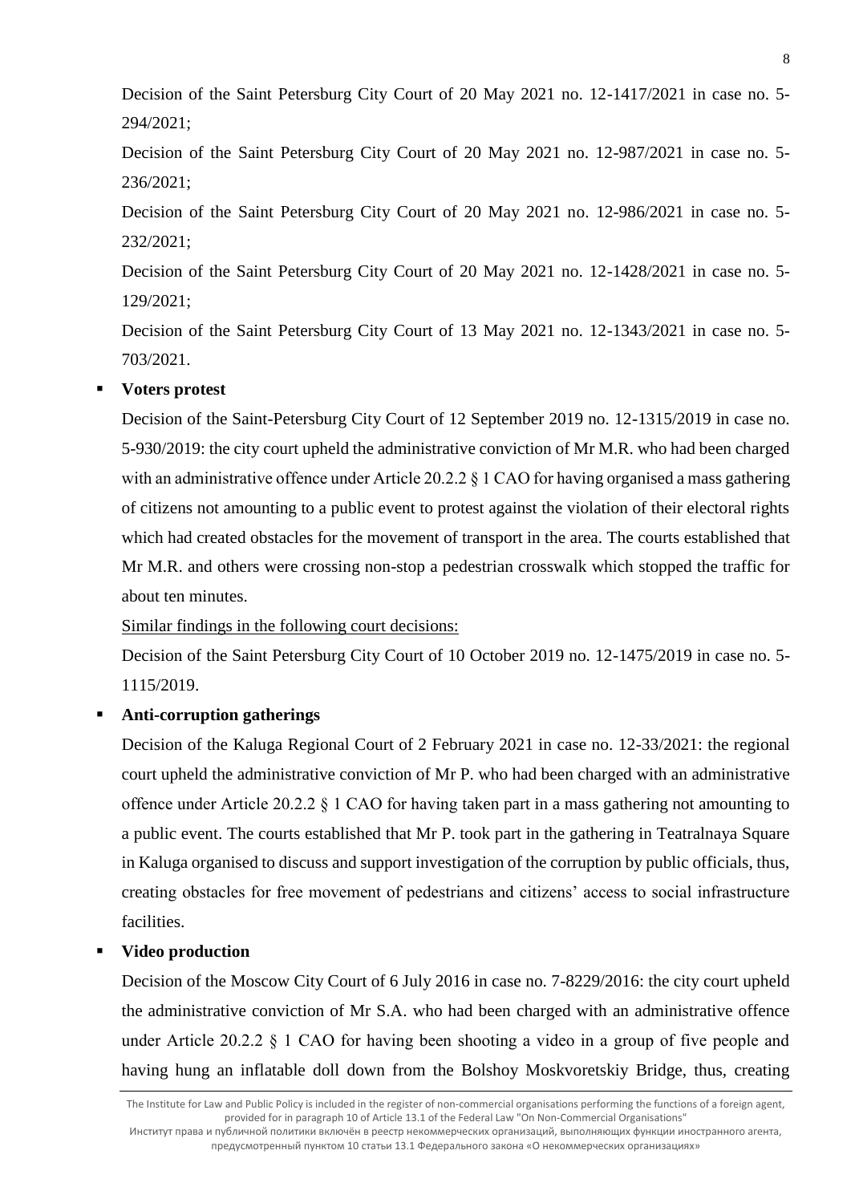Decision of the Saint Petersburg City Court of 20 May 2021 no. 12-1417/2021 in case no. 5-294/2021;

Decision of the Saint Petersburg City Court of 20 May 2021 no. 12-987/2021 in case no. 5-236/2021;

Decision of the Saint Petersburg City Court of 20 May 2021 no. 12-986/2021 in case no. 5-232/2021;

Decision of the Saint Petersburg City Court of 20 May 2021 no. 12-1428/2021 in case no. 5-129/2021;

Decision of the Saint Petersburg City Court of 13 May 2021 no. 12-1343/2021 in case no. 5-703/2021.

- **Voters protest**

  Decision of the Saint-Petersburg City Court of 12 September 2019 no. 12-1315/2019 in case no. 5-930/2019: the city court upheld the administrative conviction of Mr M.R. who had been charged with an administrative offence under Article 20.2.2 § 1 CAO for having organised a mass gathering of citizens not amounting to a public event to protest against the violation of their electoral rights which had created obstacles for the movement of transport in the area. The courts established that Mr M.R. and others were crossing non-stop a pedestrian crosswalk which stopped the traffic for about ten minutes.

  Similar findings in the following court decisions:

  Decision of the Saint Petersburg City Court of 10 October 2019 no. 12-1475/2019 in case no. 5-1115/2019.

- **Anti-corruption gatherings**

  Decision of the Kaluga Regional Court of 2 February 2021 in case no. 12-33/2021: the regional court upheld the administrative conviction of Mr P. who had been charged with an administrative offence under Article 20.2.2 § 1 CAO for having taken part in a mass gathering not amounting to a public event. The courts established that Mr P. took part in the gathering in Teatralnaya Square in Kaluga organised to discuss and support investigation of the corruption by public officials, thus, creating obstacles for free movement of pedestrians and citizens' access to social infrastructure facilities.

- **Video production**

  Decision of the Moscow City Court of 6 July 2016 in case no. 7-8229/2016: the city court upheld the administrative conviction of Mr S.A. who had been charged with an administrative offence under Article 20.2.2 § 1 CAO for having been shooting a video in a group of five people and having hung an inflatable doll down from the Bolshoy Moskvoretskiy Bridge, thus, creating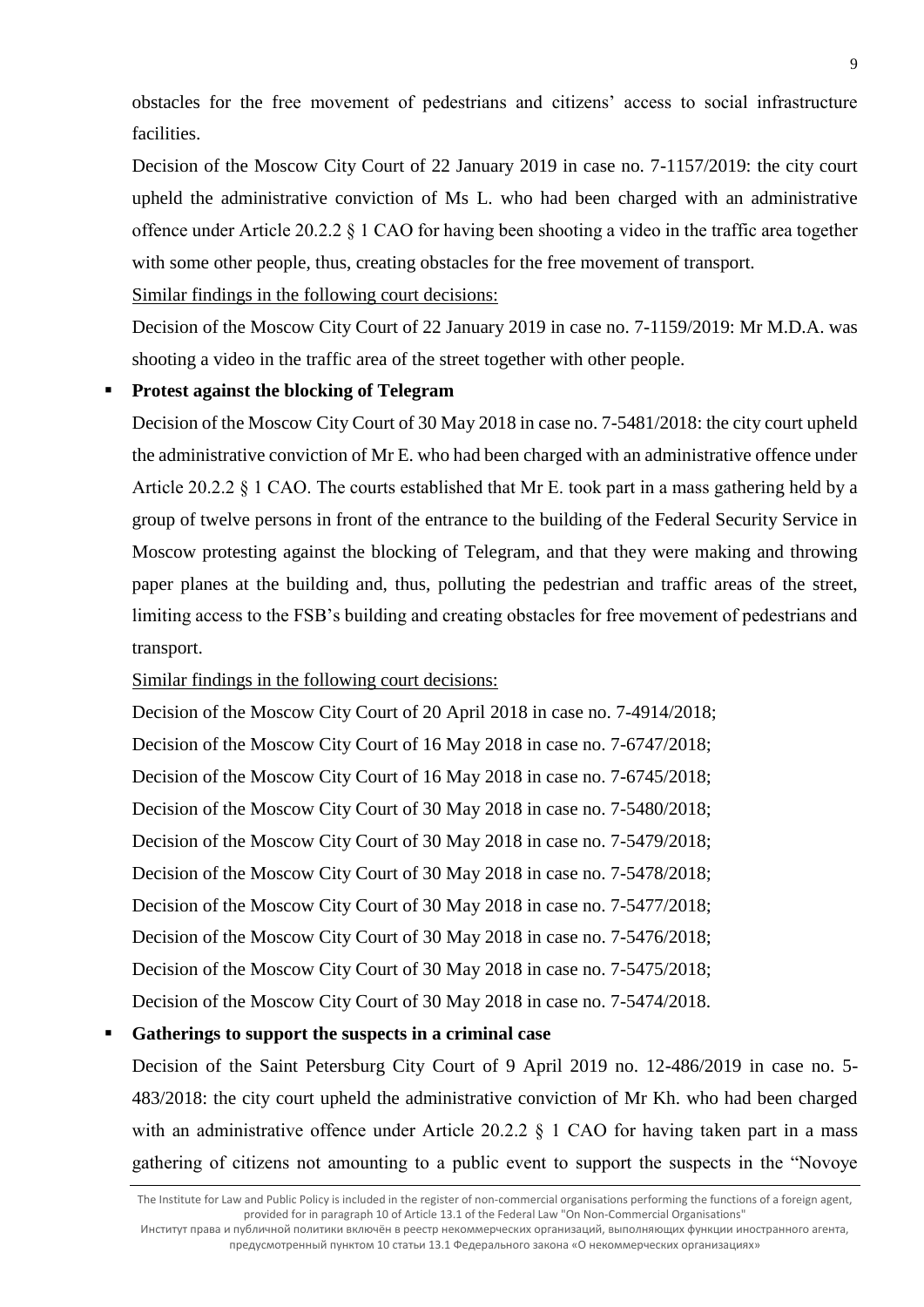obstacles for the free movement of pedestrians and citizens' access to social infrastructure facilities.

Decision of the Moscow City Court of 22 January 2019 in case no. 7-1157/2019: the city court upheld the administrative conviction of Ms L. who had been charged with an administrative offence under Article 20.2.2 § 1 CAO for having been shooting a video in the traffic area together with some other people, thus, creating obstacles for the free movement of transport.

<u>Similar findings in the following court decisions:</u>

Decision of the Moscow City Court of 22 January 2019 in case no. 7-1159/2019: Mr M.D.A. was shooting a video in the traffic area of the street together with other people.

- **Protest against the blocking of Telegram**

  Decision of the Moscow City Court of 30 May 2018 in case no. 7-5481/2018: the city court upheld the administrative conviction of Mr E. who had been charged with an administrative offence under Article 20.2.2 § 1 CAO. The courts established that Mr E. took part in a mass gathering held by a group of twelve persons in front of the entrance to the building of the Federal Security Service in Moscow protesting against the blocking of Telegram, and that they were making and throwing paper planes at the building and, thus, polluting the pedestrian and traffic areas of the street, limiting access to the FSB's building and creating obstacles for free movement of pedestrians and transport.

  <u>Similar findings in the following court decisions:</u>

  Decision of the Moscow City Court of 20 April 2018 in case no. 7-4914/2018;
  Decision of the Moscow City Court of 16 May 2018 in case no. 7-6747/2018;
  Decision of the Moscow City Court of 16 May 2018 in case no. 7-6745/2018;
  Decision of the Moscow City Court of 30 May 2018 in case no. 7-5480/2018;
  Decision of the Moscow City Court of 30 May 2018 in case no. 7-5479/2018;
  Decision of the Moscow City Court of 30 May 2018 in case no. 7-5478/2018;
  Decision of the Moscow City Court of 30 May 2018 in case no. 7-5477/2018;
  Decision of the Moscow City Court of 30 May 2018 in case no. 7-5476/2018;
  Decision of the Moscow City Court of 30 May 2018 in case no. 7-5475/2018;
  Decision of the Moscow City Court of 30 May 2018 in case no. 7-5474/2018.

- **Gatherings to support the suspects in a criminal case**

  Decision of the Saint Petersburg City Court of 9 April 2019 no. 12-486/2019 in case no. 5-483/2018: the city court upheld the administrative conviction of Mr Kh. who had been charged with an administrative offence under Article 20.2.2 § 1 CAO for having taken part in a mass gathering of citizens not amounting to a public event to support the suspects in the "Novoye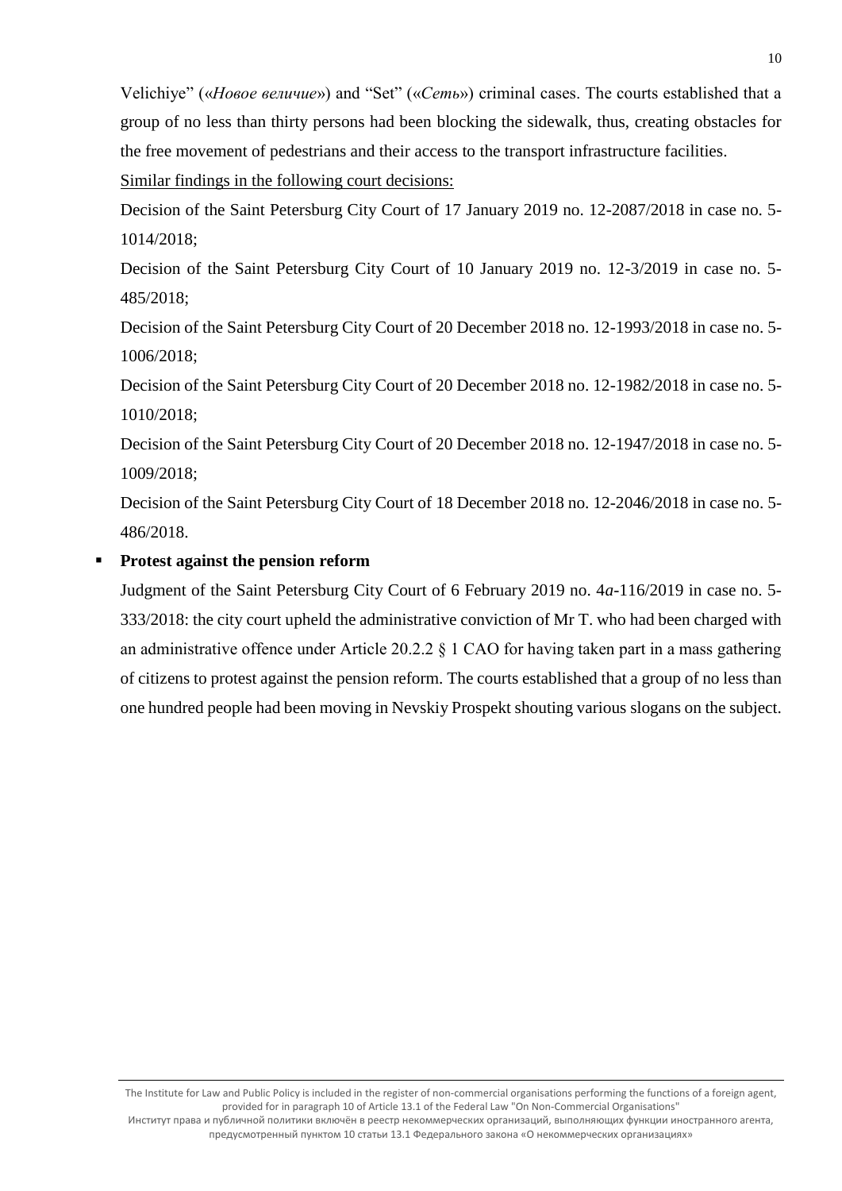Velichiye" («*Новое величие*») and "Set" («*Сеть*») criminal cases. The courts established that a group of no less than thirty persons had been blocking the sidewalk, thus, creating obstacles for the free movement of pedestrians and their access to the transport infrastructure facilities.

Similar findings in the following court decisions:

Decision of the Saint Petersburg City Court of 17 January 2019 no. 12-2087/2018 in case no. 5-1014/2018;

Decision of the Saint Petersburg City Court of 10 January 2019 no. 12-3/2019 in case no. 5-485/2018;

Decision of the Saint Petersburg City Court of 20 December 2018 no. 12-1993/2018 in case no. 5-1006/2018;

Decision of the Saint Petersburg City Court of 20 December 2018 no. 12-1982/2018 in case no. 5-1010/2018;

Decision of the Saint Petersburg City Court of 20 December 2018 no. 12-1947/2018 in case no. 5-1009/2018;

Decision of the Saint Petersburg City Court of 18 December 2018 no. 12-2046/2018 in case no. 5-486/2018.

- **Protest against the pension reform**

  Judgment of the Saint Petersburg City Court of 6 February 2019 no. 4*a*-116/2019 in case no. 5-333/2018: the city court upheld the administrative conviction of Mr T. who had been charged with an administrative offence under Article 20.2.2 § 1 CAO for having taken part in a mass gathering of citizens to protest against the pension reform. The courts established that a group of no less than one hundred people had been moving in Nevskiy Prospekt shouting various slogans on the subject.

The Institute for Law and Public Policy is included in the register of non-commercial organisations performing the functions of a foreign agent, provided for in paragraph 10 of Article 13.1 of the Federal Law "On Non-Commercial Organisations"
Институт права и публичной политики включён в реестр некоммерческих организаций, выполняющих функции иностранного агента, предусмотренный пунктом 10 статьи 13.1 Федерального закона «О некоммерческих организациях»